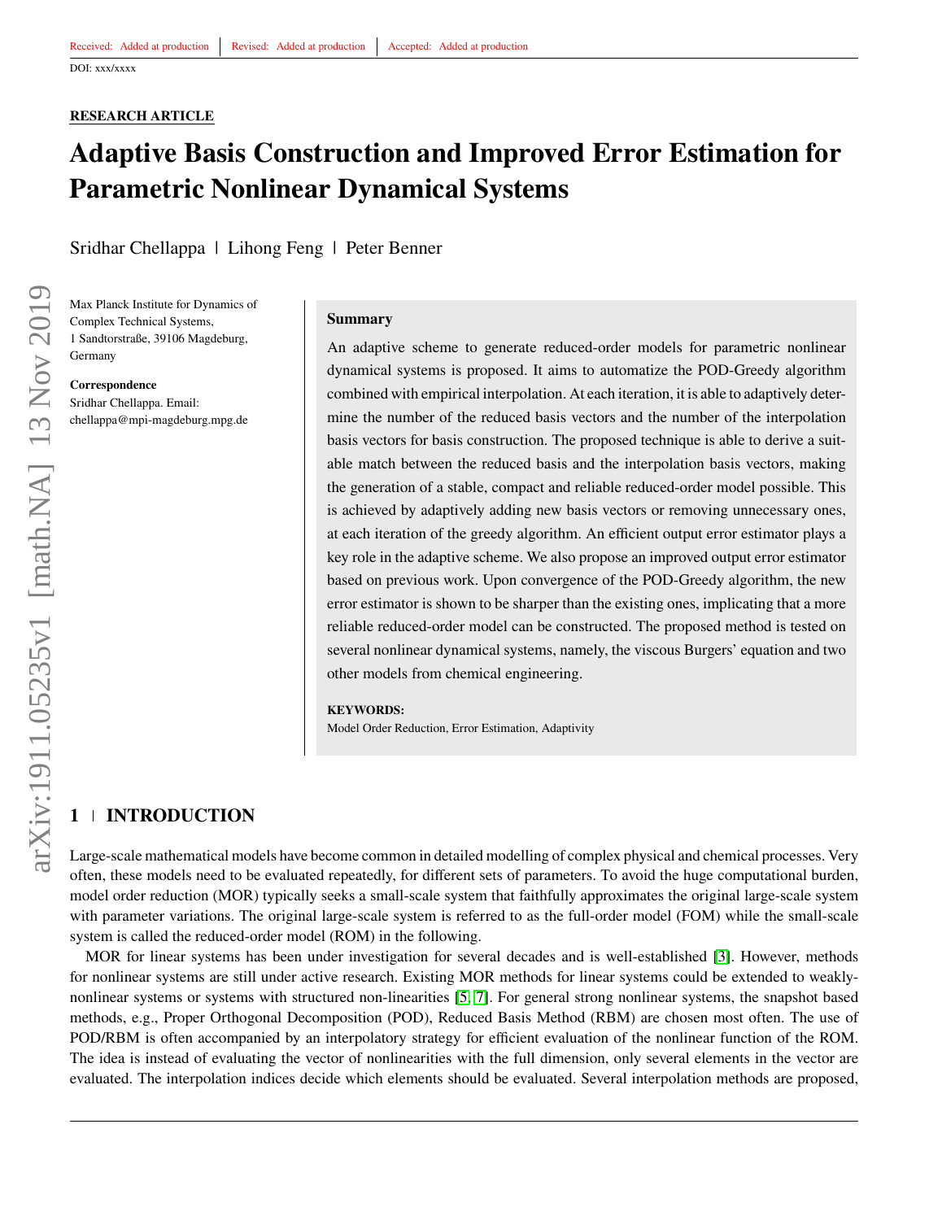Received: Added at production | Revised: Added at production | Accepted: Added at production

DOI: xxx/xxxx

**RESEARCH ARTICLE**

# Adaptive Basis Construction and Improved Error Estimation for Parametric Nonlinear Dynamical Systems

Sridhar Chellappa | Lihong Feng | Peter Benner

Max Planck Institute for Dynamics of Complex Technical Systems, 1 Sandtorstraße, 39106 Magdeburg, Germany

**Correspondence**
Sridhar Chellappa. Email: chellappa@mpi-magdeburg.mpg.de

### Summary

An adaptive scheme to generate reduced-order models for parametric nonlinear dynamical systems is proposed. It aims to automatize the POD-Greedy algorithm combined with empirical interpolation. At each iteration, it is able to adaptively determine the number of the reduced basis vectors and the number of the interpolation basis vectors for basis construction. The proposed technique is able to derive a suitable match between the reduced basis and the interpolation basis vectors, making the generation of a stable, compact and reliable reduced-order model possible. This is achieved by adaptively adding new basis vectors or removing unnecessary ones, at each iteration of the greedy algorithm. An efficient output error estimator plays a key role in the adaptive scheme. We also propose an improved output error estimator based on previous work. Upon convergence of the POD-Greedy algorithm, the new error estimator is shown to be sharper than the existing ones, implicating that a more reliable reduced-order model can be constructed. The proposed method is tested on several nonlinear dynamical systems, namely, the viscous Burgers' equation and two other models from chemical engineering.

**KEYWORDS:**
Model Order Reduction, Error Estimation, Adaptivity

## 1 | INTRODUCTION

Large-scale mathematical models have become common in detailed modelling of complex physical and chemical processes. Very often, these models need to be evaluated repeatedly, for different sets of parameters. To avoid the huge computational burden, model order reduction (MOR) typically seeks a small-scale system that faithfully approximates the original large-scale system with parameter variations. The original large-scale system is referred to as the full-order model (FOM) while the small-scale system is called the reduced-order model (ROM) in the following.

MOR for linear systems has been under investigation for several decades and is well-established [3]. However, methods for nonlinear systems are still under active research. Existing MOR methods for linear systems could be extended to weakly-nonlinear systems or systems with structured non-linearities [5, 7]. For general strong nonlinear systems, the snapshot based methods, e.g., Proper Orthogonal Decomposition (POD), Reduced Basis Method (RBM) are chosen most often. The use of POD/RBM is often accompanied by an interpolatory strategy for efficient evaluation of the nonlinear function of the ROM. The idea is instead of evaluating the vector of nonlinearities with the full dimension, only several elements in the vector are evaluated. The interpolation indices decide which elements should be evaluated. Several interpolation methods are proposed,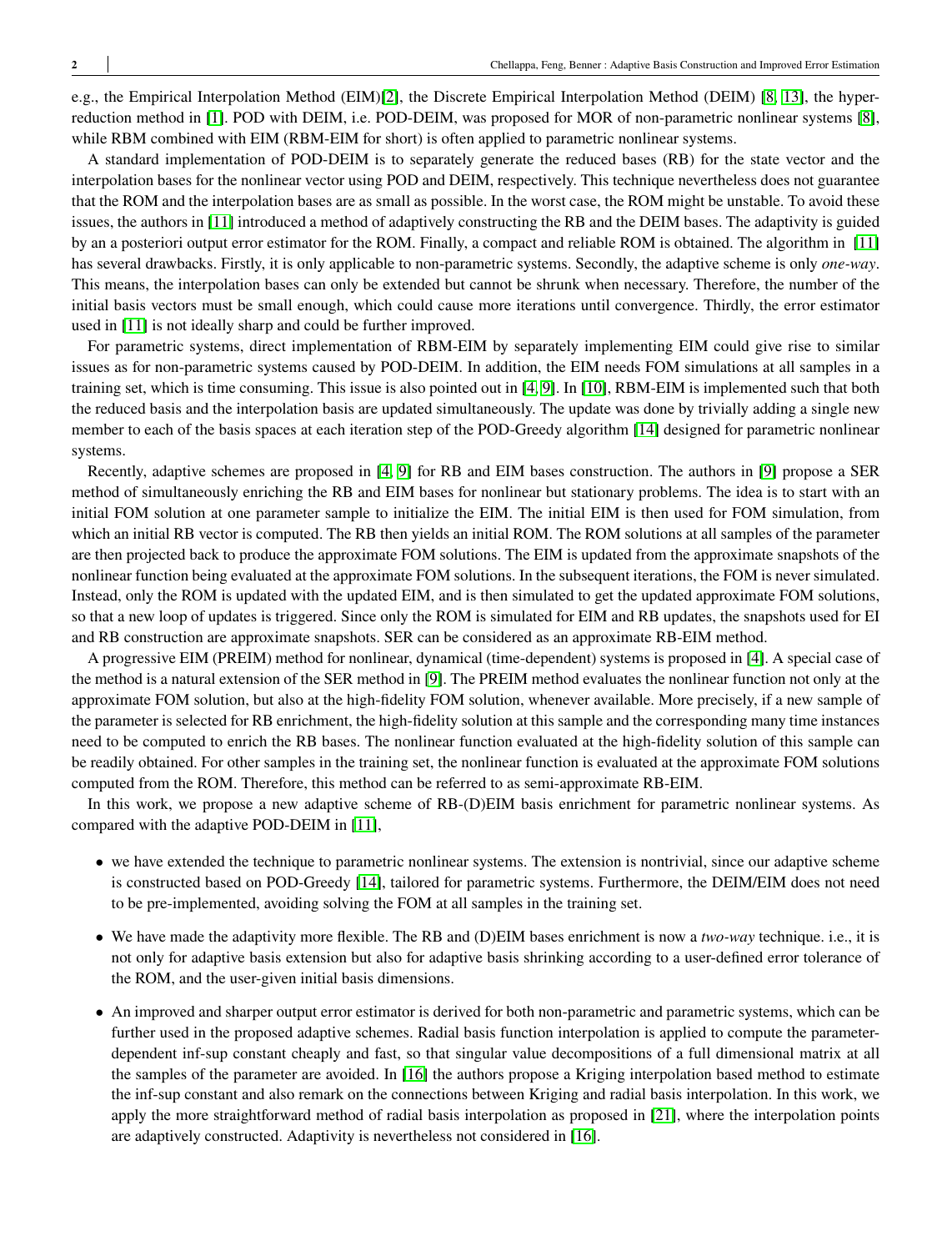e.g., the Empirical Interpolation Method (EIM)[2], the Discrete Empirical Interpolation Method (DEIM) [8, 13], the hyper-reduction method in [1]. POD with DEIM, i.e. POD-DEIM, was proposed for MOR of non-parametric nonlinear systems [8], while RBM combined with EIM (RBM-EIM for short) is often applied to parametric nonlinear systems.

A standard implementation of POD-DEIM is to separately generate the reduced bases (RB) for the state vector and the interpolation bases for the nonlinear vector using POD and DEIM, respectively. This technique nevertheless does not guarantee that the ROM and the interpolation bases are as small as possible. In the worst case, the ROM might be unstable. To avoid these issues, the authors in [11] introduced a method of adaptively constructing the RB and the DEIM bases. The adaptivity is guided by an a posteriori output error estimator for the ROM. Finally, a compact and reliable ROM is obtained. The algorithm in [11] has several drawbacks. Firstly, it is only applicable to non-parametric systems. Secondly, the adaptive scheme is only *one-way*. This means, the interpolation bases can only be extended but cannot be shrunk when necessary. Therefore, the number of the initial basis vectors must be small enough, which could cause more iterations until convergence. Thirdly, the error estimator used in [11] is not ideally sharp and could be further improved.

For parametric systems, direct implementation of RBM-EIM by separately implementing EIM could give rise to similar issues as for non-parametric systems caused by POD-DEIM. In addition, the EIM needs FOM simulations at all samples in a training set, which is time consuming. This issue is also pointed out in [4, 9]. In [10], RBM-EIM is implemented such that both the reduced basis and the interpolation basis are updated simultaneously. The update was done by trivially adding a single new member to each of the basis spaces at each iteration step of the POD-Greedy algorithm [14] designed for parametric nonlinear systems.

Recently, adaptive schemes are proposed in [4, 9] for RB and EIM bases construction. The authors in [9] propose a SER method of simultaneously enriching the RB and EIM bases for nonlinear but stationary problems. The idea is to start with an initial FOM solution at one parameter sample to initialize the EIM. The initial EIM is then used for FOM simulation, from which an initial RB vector is computed. The RB then yields an initial ROM. The ROM solutions at all samples of the parameter are then projected back to produce the approximate FOM solutions. The EIM is updated from the approximate snapshots of the nonlinear function being evaluated at the approximate FOM solutions. In the subsequent iterations, the FOM is never simulated. Instead, only the ROM is updated with the updated EIM, and is then simulated to get the updated approximate FOM solutions, so that a new loop of updates is triggered. Since only the ROM is simulated for EIM and RB updates, the snapshots used for EI and RB construction are approximate snapshots. SER can be considered as an approximate RB-EIM method.

A progressive EIM (PREIM) method for nonlinear, dynamical (time-dependent) systems is proposed in [4]. A special case of the method is a natural extension of the SER method in [9]. The PREIM method evaluates the nonlinear function not only at the approximate FOM solution, but also at the high-fidelity FOM solution, whenever available. More precisely, if a new sample of the parameter is selected for RB enrichment, the high-fidelity solution at this sample and the corresponding many time instances need to be computed to enrich the RB bases. The nonlinear function evaluated at the high-fidelity solution of this sample can be readily obtained. For other samples in the training set, the nonlinear function is evaluated at the approximate FOM solutions computed from the ROM. Therefore, this method can be referred to as semi-approximate RB-EIM.

In this work, we propose a new adaptive scheme of RB-(D)EIM basis enrichment for parametric nonlinear systems. As compared with the adaptive POD-DEIM in [11],

- we have extended the technique to parametric nonlinear systems. The extension is nontrivial, since our adaptive scheme is constructed based on POD-Greedy [14], tailored for parametric systems. Furthermore, the DEIM/EIM does not need to be pre-implemented, avoiding solving the FOM at all samples in the training set.
- We have made the adaptivity more flexible. The RB and (D)EIM bases enrichment is now a *two-way* technique. i.e., it is not only for adaptive basis extension but also for adaptive basis shrinking according to a user-defined error tolerance of the ROM, and the user-given initial basis dimensions.
- An improved and sharper output error estimator is derived for both non-parametric and parametric systems, which can be further used in the proposed adaptive schemes. Radial basis function interpolation is applied to compute the parameter-dependent inf-sup constant cheaply and fast, so that singular value decompositions of a full dimensional matrix at all the samples of the parameter are avoided. In [16] the authors propose a Kriging interpolation based method to estimate the inf-sup constant and also remark on the connections between Kriging and radial basis interpolation. In this work, we apply the more straightforward method of radial basis interpolation as proposed in [21], where the interpolation points are adaptively constructed. Adaptivity is nevertheless not considered in [16].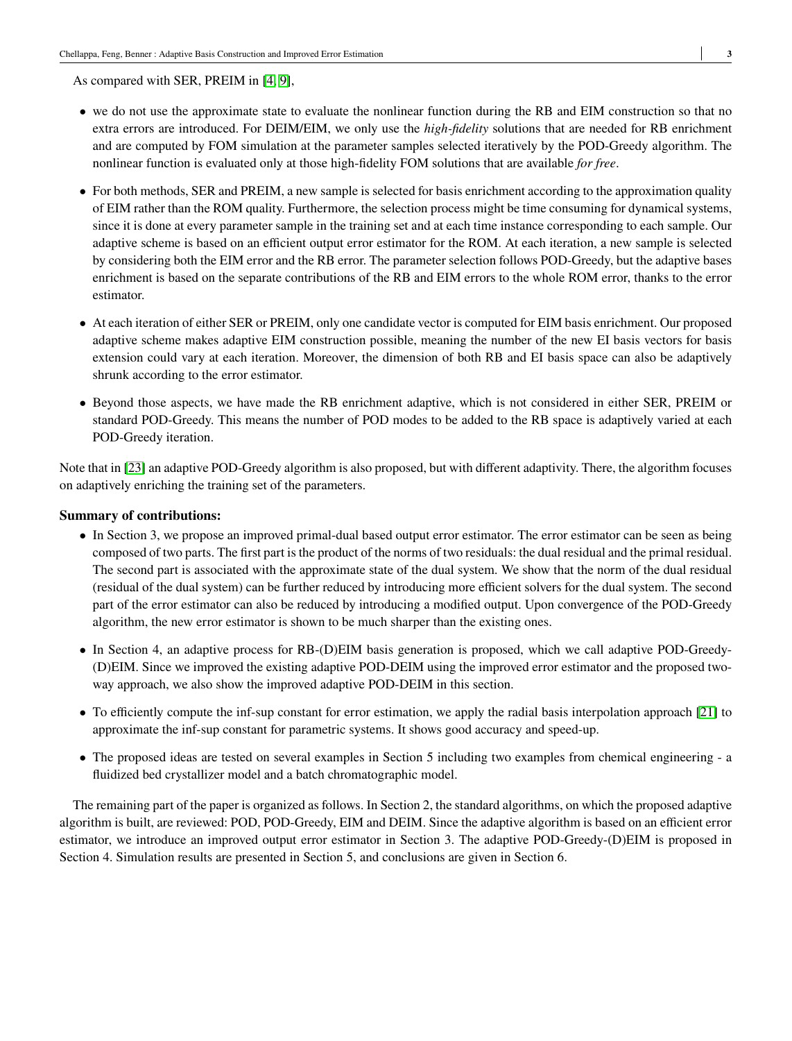As compared with SER, PREIM in [4, 9],

- we do not use the approximate state to evaluate the nonlinear function during the RB and EIM construction so that no extra errors are introduced. For DEIM/EIM, we only use the *high-fidelity* solutions that are needed for RB enrichment and are computed by FOM simulation at the parameter samples selected iteratively by the POD-Greedy algorithm. The nonlinear function is evaluated only at those high-fidelity FOM solutions that are available *for free*.
- For both methods, SER and PREIM, a new sample is selected for basis enrichment according to the approximation quality of EIM rather than the ROM quality. Furthermore, the selection process might be time consuming for dynamical systems, since it is done at every parameter sample in the training set and at each time instance corresponding to each sample. Our adaptive scheme is based on an efficient output error estimator for the ROM. At each iteration, a new sample is selected by considering both the EIM error and the RB error. The parameter selection follows POD-Greedy, but the adaptive bases enrichment is based on the separate contributions of the RB and EIM errors to the whole ROM error, thanks to the error estimator.
- At each iteration of either SER or PREIM, only one candidate vector is computed for EIM basis enrichment. Our proposed adaptive scheme makes adaptive EIM construction possible, meaning the number of the new EI basis vectors for basis extension could vary at each iteration. Moreover, the dimension of both RB and EI basis space can also be adaptively shrunk according to the error estimator.
- Beyond those aspects, we have made the RB enrichment adaptive, which is not considered in either SER, PREIM or standard POD-Greedy. This means the number of POD modes to be added to the RB space is adaptively varied at each POD-Greedy iteration.

Note that in [23] an adaptive POD-Greedy algorithm is also proposed, but with different adaptivity. There, the algorithm focuses on adaptively enriching the training set of the parameters.

**Summary of contributions:**

- In Section 3, we propose an improved primal-dual based output error estimator. The error estimator can be seen as being composed of two parts. The first part is the product of the norms of two residuals: the dual residual and the primal residual. The second part is associated with the approximate state of the dual system. We show that the norm of the dual residual (residual of the dual system) can be further reduced by introducing more efficient solvers for the dual system. The second part of the error estimator can also be reduced by introducing a modified output. Upon convergence of the POD-Greedy algorithm, the new error estimator is shown to be much sharper than the existing ones.
- In Section 4, an adaptive process for RB-(D)EIM basis generation is proposed, which we call adaptive POD-Greedy-(D)EIM. Since we improved the existing adaptive POD-DEIM using the improved error estimator and the proposed two-way approach, we also show the improved adaptive POD-DEIM in this section.
- To efficiently compute the inf-sup constant for error estimation, we apply the radial basis interpolation approach [21] to approximate the inf-sup constant for parametric systems. It shows good accuracy and speed-up.
- The proposed ideas are tested on several examples in Section 5 including two examples from chemical engineering - a fluidized bed crystallizer model and a batch chromatographic model.

The remaining part of the paper is organized as follows. In Section 2, the standard algorithms, on which the proposed adaptive algorithm is built, are reviewed: POD, POD-Greedy, EIM and DEIM. Since the adaptive algorithm is based on an efficient error estimator, we introduce an improved output error estimator in Section 3. The adaptive POD-Greedy-(D)EIM is proposed in Section 4. Simulation results are presented in Section 5, and conclusions are given in Section 6.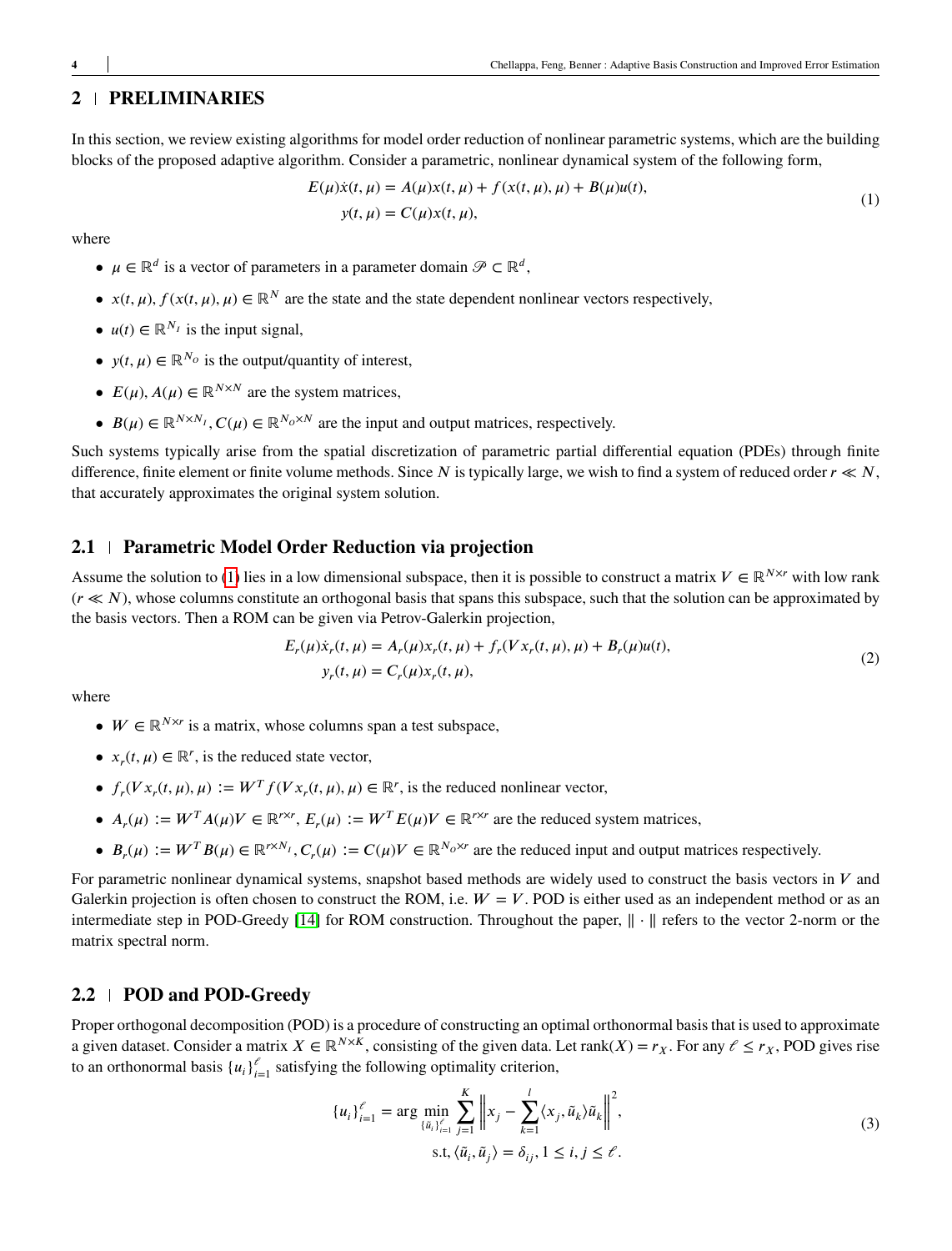## 2 | PRELIMINARIES

In this section, we review existing algorithms for model order reduction of nonlinear parametric systems, which are the building blocks of the proposed adaptive algorithm. Consider a parametric, nonlinear dynamical system of the following form,

$$
\begin{aligned}
E(\mu)\dot{x}(t,\mu) &= A(\mu)x(t,\mu) + f(x(t,\mu),\mu) + B(\mu)u(t), \\
y(t,\mu) &= C(\mu)x(t,\mu),
\end{aligned}
\tag{1}
$$

where

- $\mu \in \mathbb{R}^d$ is a vector of parameters in a parameter domain $\mathscr{P} \subset \mathbb{R}^d$,
- $x(t,\mu), f(x(t,\mu),\mu) \in \mathbb{R}^N$ are the state and the state dependent nonlinear vectors respectively,
- $u(t) \in \mathbb{R}^{N_I}$ is the input signal,
- $y(t,\mu) \in \mathbb{R}^{N_O}$ is the output/quantity of interest,
- $E(\mu), A(\mu) \in \mathbb{R}^{N\times N}$ are the system matrices,
- $B(\mu) \in \mathbb{R}^{N\times N_I}, C(\mu) \in \mathbb{R}^{N_O\times N}$ are the input and output matrices, respectively.

Such systems typically arise from the spatial discretization of parametric partial differential equation (PDEs) through finite difference, finite element or finite volume methods. Since $N$ is typically large, we wish to find a system of reduced order $r \ll N$, that accurately approximates the original system solution.

### 2.1 | Parametric Model Order Reduction via projection

Assume the solution to (1) lies in a low dimensional subspace, then it is possible to construct a matrix $V \in \mathbb{R}^{N\times r}$ with low rank ($r \ll N$), whose columns constitute an orthogonal basis that spans this subspace, such that the solution can be approximated by the basis vectors. Then a ROM can be given via Petrov-Galerkin projection,

$$
\begin{aligned}
E_r(\mu)\dot{x}_r(t,\mu) &= A_r(\mu)x_r(t,\mu) + f_r(Vx_r(t,\mu),\mu) + B_r(\mu)u(t), \\
y_r(t,\mu) &= C_r(\mu)x_r(t,\mu),
\end{aligned}
\tag{2}
$$

where

- $W \in \mathbb{R}^{N\times r}$ is a matrix, whose columns span a test subspace,
- $x_r(t,\mu) \in \mathbb{R}^r$, is the reduced state vector,
- $f_r(Vx_r(t,\mu),\mu) := W^T f(Vx_r(t,\mu),\mu) \in \mathbb{R}^r$, is the reduced nonlinear vector,
- $A_r(\mu) := W^T A(\mu)V \in \mathbb{R}^{r\times r}$, $E_r(\mu) := W^T E(\mu)V \in \mathbb{R}^{r\times r}$ are the reduced system matrices,
- $B_r(\mu) := W^T B(\mu) \in \mathbb{R}^{r\times N_I}, C_r(\mu) := C(\mu)V \in \mathbb{R}^{N_O\times r}$ are the reduced input and output matrices respectively.

For parametric nonlinear dynamical systems, snapshot based methods are widely used to construct the basis vectors in $V$ and Galerkin projection is often chosen to construct the ROM, i.e. $W = V$. POD is either used as an independent method or as an intermediate step in POD-Greedy [14] for ROM construction. Throughout the paper, $\|\cdot\|$ refers to the vector 2-norm or the matrix spectral norm.

### 2.2 | POD and POD-Greedy

Proper orthogonal decomposition (POD) is a procedure of constructing an optimal orthonormal basis that is used to approximate a given dataset. Consider a matrix $X \in \mathbb{R}^{N\times K}$, consisting of the given data. Let $\text{rank}(X) = r_X$. For any $\ell \le r_X$, POD gives rise to an orthonormal basis $\{u_i\}_{i=1}^{\ell}$ satisfying the following optimality criterion,

$$
\begin{aligned}
\{u_i\}_{i=1}^{\ell} = \arg \min_{\{\tilde{u}_i\}_{i=1}^{\ell}} \sum_{j=1}^{K} \left\| x_j - \sum_{k=1}^{l} \langle x_j, \tilde{u}_k \rangle \tilde{u}_k \right\|^2, \\
\text{s.t}, \langle \tilde{u}_i, \tilde{u}_j \rangle = \delta_{ij}, 1 \le i,j \le \ell.
\end{aligned}
\tag{3}
$$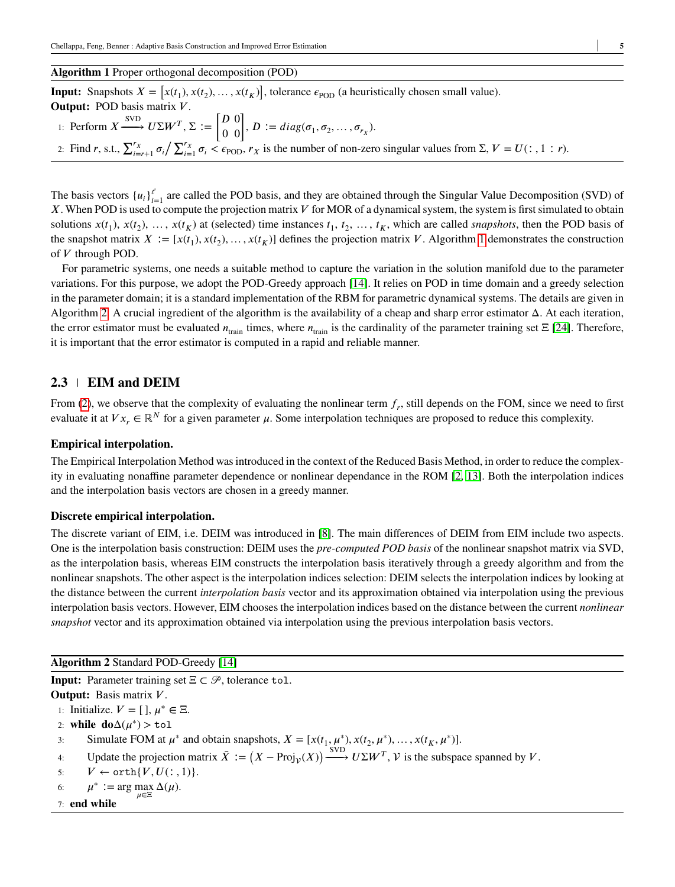**Algorithm 1** Proper orthogonal decomposition (POD)

**Input:** Snapshots $X = \left[x(t_1), x(t_2), \dots, x(t_K)\right]$, tolerance $\epsilon_{\text{POD}}$ (a heuristically chosen small value).
**Output:** POD basis matrix $V$.

1: Perform $X \xrightarrow{\text{SVD}} U\Sigma W^T$, $\Sigma := \begin{bmatrix} D & 0 \\ 0 & 0 \end{bmatrix}$, $D := diag(\sigma_1, \sigma_2, \dots, \sigma_{r_X})$.

2: Find $r$, s.t., $\sum_{i=r+1}^{r_X} \sigma_i \big/ \sum_{i=1}^{r_X} \sigma_i < \epsilon_{\text{POD}}$, $r_X$ is the number of non-zero singular values from $\Sigma$, $V = U(:, 1:r)$.

The basis vectors $\{u_i\}_{i=1}^{\ell}$ are called the POD basis, and they are obtained through the Singular Value Decomposition (SVD) of $X$. When POD is used to compute the projection matrix $V$ for MOR of a dynamical system, the system is first simulated to obtain solutions $x(t_1)$, $x(t_2)$, …, $x(t_K)$ at (selected) time instances $t_1$, $t_2$, …, $t_K$, which are called *snapshots*, then the POD basis of the snapshot matrix $X := [x(t_1), x(t_2), \dots, x(t_K)]$ defines the projection matrix $V$. Algorithm 1 demonstrates the construction of $V$ through POD.

For parametric systems, one needs a suitable method to capture the variation in the solution manifold due to the parameter variations. For this purpose, we adopt the POD-Greedy approach [14]. It relies on POD in time domain and a greedy selection in the parameter domain; it is a standard implementation of the RBM for parametric dynamical systems. The details are given in Algorithm 2. A crucial ingredient of the algorithm is the availability of a cheap and sharp error estimator $\Delta$. At each iteration, the error estimator must be evaluated $n_{\text{train}}$ times, where $n_{\text{train}}$ is the cardinality of the parameter training set $\Xi$ [24]. Therefore, it is important that the error estimator is computed in a rapid and reliable manner.

## 2.3 EIM and DEIM

From (2), we observe that the complexity of evaluating the nonlinear term $f_r$, still depends on the FOM, since we need to first evaluate it at $Vx_r \in \mathbb{R}^N$ for a given parameter $\mu$. Some interpolation techniques are proposed to reduce this complexity.

### Empirical interpolation.

The Empirical Interpolation Method was introduced in the context of the Reduced Basis Method, in order to reduce the complexity in evaluating nonaffine parameter dependence or nonlinear dependance in the ROM [2, 13]. Both the interpolation indices and the interpolation basis vectors are chosen in a greedy manner.

### Discrete empirical interpolation.

The discrete variant of EIM, i.e. DEIM was introduced in [8]. The main differences of DEIM from EIM include two aspects. One is the interpolation basis construction: DEIM uses the *pre-computed POD basis* of the nonlinear snapshot matrix via SVD, as the interpolation basis, whereas EIM constructs the interpolation basis iteratively through a greedy algorithm and from the nonlinear snapshots. The other aspect is the interpolation indices selection: DEIM selects the interpolation indices by looking at the distance between the current *interpolation basis* vector and its approximation obtained via interpolation using the previous interpolation basis vectors. However, EIM chooses the interpolation indices based on the distance between the current *nonlinear snapshot* vector and its approximation obtained via interpolation using the previous interpolation basis vectors.

**Algorithm 2** Standard POD-Greedy [14]

**Input:** Parameter training set $\Xi \subset \mathscr{P}$, tolerance `tol`.
**Output:** Basis matrix $V$.

1: Initialize. $V = [\,]$, $\mu^* \in \Xi$.
2: **while do** $\Delta(\mu^*) >$ `tol`
3: Simulate FOM at $\mu^*$ and obtain snapshots, $X = [x(t_1, \mu^*), x(t_2, \mu^*), \dots, x(t_K, \mu^*)]$.
4: Update the projection matrix $\bar{X} := \left(X - \text{Proj}_{\mathcal{V}}(X)\right) \xrightarrow{\text{SVD}} U\Sigma W^T$, $\mathcal{V}$ is the subspace spanned by $V$.
5: $V \leftarrow \texttt{orth}\{V, U(:, 1)\}$.
6: $\mu^* := \arg\max_{\mu \in \Xi} \Delta(\mu)$.
7: **end while**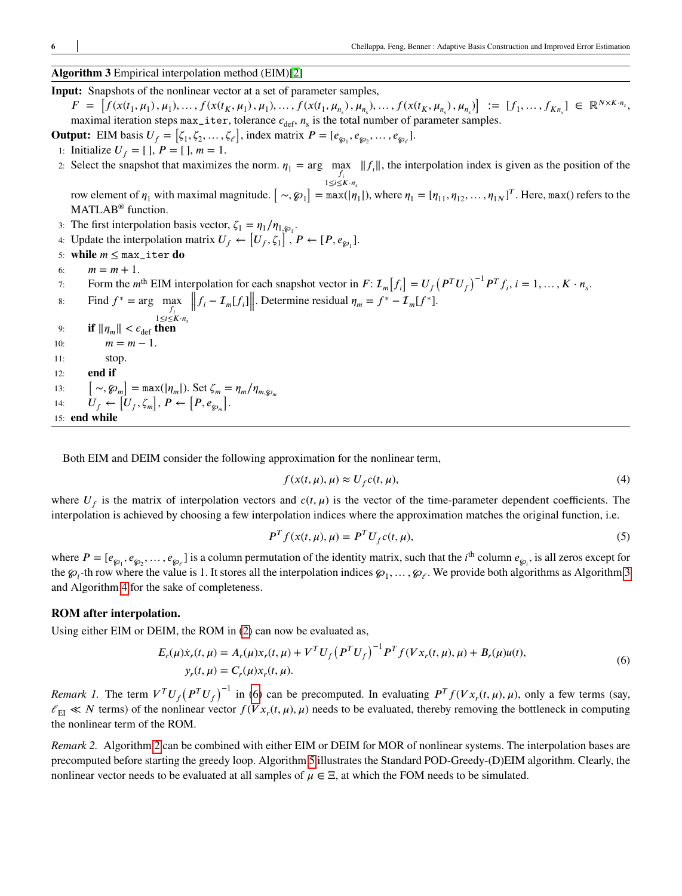**Algorithm 3** Empirical interpolation method (EIM)[2]

**Input:** Snapshots of the nonlinear vector at a set of parameter samples,
$F = \big[f(x(t_1,\mu_1),\mu_1),\dots,f(x(t_K,\mu_1),\mu_1),\dots,f(x(t_1,\mu_{n_s}),\mu_{n_s}),\dots,f(x(t_K,\mu_{n_s}),\mu_{n_s})\big] := [f_1,\dots,f_{Kn_s}] \in \mathbb{R}^{N\times K\cdot n_s}$, maximal iteration steps `max_iter`, tolerance $\epsilon_{\text{def}}$, $n_s$ is the total number of parameter samples.

**Output:** EIM basis $U_f = [\zeta_1,\zeta_2,\dots,\zeta_\ell]$, index matrix $P = [e_{\wp_1}, e_{\wp_2},\dots,e_{\wp_\ell}]$.

1: Initialize $U_f = [\,]$, $P = [\,]$, $m = 1$.
2: Select the snapshot that maximizes the norm. $\eta_1 = \arg\max\limits_{\substack{f_i\\1\le i\le K\cdot n_s}} \|f_i\|$, the interpolation index is given as the position of the row element of $\eta_1$ with maximal magnitude. $[\sim, \wp_1] = \texttt{max}(|\eta_1|)$, where $\eta_1 = [\eta_{11},\eta_{12},\dots,\eta_{1N}]^T$. Here, `max()` refers to the MATLAB® function.
3: The first interpolation basis vector, $\zeta_1 = \eta_1/\eta_{1,\wp_1}$.
4: Update the interpolation matrix $U_f \leftarrow [U_f, \zeta_1]$, $P \leftarrow [P, e_{\wp_1}]$.
5: **while** $m \le$ `max_iter` **do**
6: $\quad m = m+1$.
7: $\quad$Form the $m^{\text{th}}$ EIM interpolation for each snapshot vector in $F$: $\mathcal{I}_m[f_i] = U_f\left(P^TU_f\right)^{-1}P^Tf_i,\ i = 1,\dots,K\cdot n_s$.
8: $\quad$Find $f^* = \arg\max\limits_{\substack{f_i\\1\le i\le K\cdot n_s}} \left\| f_i - \mathcal{I}_m[f_i]\right\|$. Determine residual $\eta_m = f^* - \mathcal{I}_m[f^*]$.
9: $\quad$**if** $\|\eta_m\| < \epsilon_{\text{def}}$ **then**
10: $\quad\quad m = m-1$.
11: $\quad\quad$stop.
12: $\quad$**end if**
13: $\quad[\sim, \wp_m] = \texttt{max}(|\eta_m|)$. Set $\zeta_m = \eta_m/\eta_{m,\wp_m}$
14: $\quad U_f \leftarrow [U_f, \zeta_m]$, $P \leftarrow [P, e_{\wp_m}]$.
15: **end while**

Both EIM and DEIM consider the following approximation for the nonlinear term,

$$f(x(t,\mu),\mu) \approx U_f c(t,\mu), \tag{4}$$

where $U_f$ is the matrix of interpolation vectors and $c(t,\mu)$ is the vector of the time-parameter dependent coefficients. The interpolation is achieved by choosing a few interpolation indices where the approximation matches the original function, i.e.

$$P^T f(x(t,\mu),\mu) = P^T U_f c(t,\mu), \tag{5}$$

where $P = [e_{\wp_1}, e_{\wp_2},\dots,e_{\wp_\ell}]$ is a column permutation of the identity matrix, such that the $i^{\text{th}}$ column $e_{\wp_i}$, is all zeros except for the $\wp_i$-th row where the value is 1. It stores all the interpolation indices $\wp_1,\dots,\wp_\ell$. We provide both algorithms as Algorithm 3 and Algorithm 4 for the sake of completeness.

### ROM after interpolation.

Using either EIM or DEIM, the ROM in (2) can now be evaluated as,

$$\begin{aligned}
E_r(\mu)\dot{x}_r(t,\mu) &= A_r(\mu)x_r(t,\mu) + V^TU_f\left(P^TU_f\right)^{-1}P^Tf(Vx_r(t,\mu),\mu) + B_r(\mu)u(t),\\
y_r(t,\mu) &= C_r(\mu)x_r(t,\mu).
\end{aligned} \tag{6}$$

*Remark 1.* The term $V^TU_f\left(P^TU_f\right)^{-1}$ in (6) can be precomputed. In evaluating $P^Tf(Vx_r(t,\mu),\mu)$, only a few terms (say, $\ell_{\text{EI}} \ll N$ terms) of the nonlinear vector $f(Vx_r(t,\mu),\mu)$ needs to be evaluated, thereby removing the bottleneck in computing the nonlinear term of the ROM.

*Remark 2.* Algorithm 2 can be combined with either EIM or DEIM for MOR of nonlinear systems. The interpolation bases are precomputed before starting the greedy loop. Algorithm 5 illustrates the Standard POD-Greedy-(D)EIM algorithm. Clearly, the nonlinear vector needs to be evaluated at all samples of $\mu \in \Xi$, at which the FOM needs to be simulated.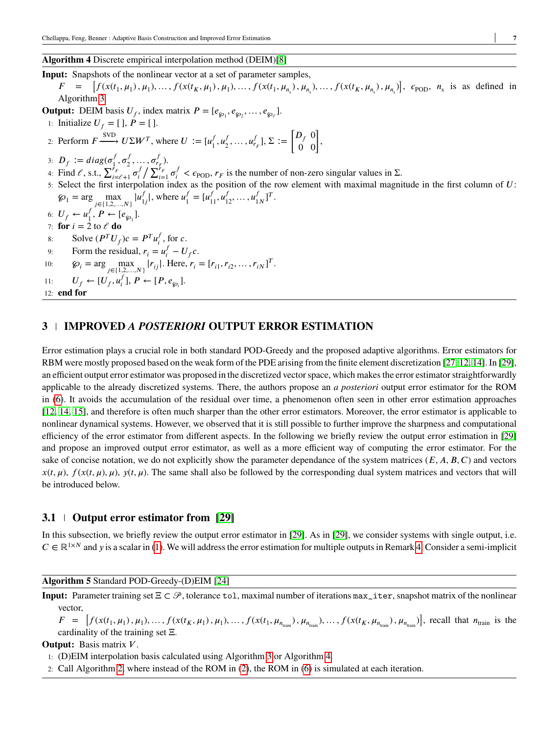**Algorithm 4** Discrete empirical interpolation method (DEIM)[8]

---

**Input:** Snapshots of the nonlinear vector at a set of parameter samples,
$F = \left[f(x(t_1,\mu_1),\mu_1),\ldots,f(x(t_K,\mu_1),\mu_1),\ldots,f(x(t_1,\mu_{n_s}),\mu_{n_s}),\ldots,f(x(t_K,\mu_{n_s}),\mu_{n_s})\right]$, $\epsilon_{\text{POD}}$, $n_{\text{s}}$ is as defined in Algorithm 3.

**Output:** DEIM basis $U_f$, index matrix $P = [e_{\wp_1}, e_{\wp_2}, \ldots, e_{\wp_\ell}]$.

1: Initialize $U_f = [\,]$, $P = [\,]$.
2: Perform $F \xrightarrow{\text{SVD}} U\Sigma W^T$, where $U := [u_1^f, u_2^f, \ldots, u_{r_F}^f]$, $\Sigma := \begin{bmatrix} D_f & 0 \\ 0 & 0 \end{bmatrix}$,
3: $D_f := diag(\sigma_1^f, \sigma_2^f, \ldots, \sigma_{r_F}^f)$.
4: Find $\ell$, s.t., $\sum_{i=\ell+1}^{r_F} \sigma_i^f \Big/ \sum_{i=1}^{r_F} \sigma_i^f < \epsilon_{\text{POD}}$, $r_F$ is the number of non-zero singular values in $\Sigma$.
5: Select the first interpolation index as the position of the row element with maximal magnitude in the first column of $U$: $\wp_1 = \arg \max_{j\in\{1,2,\ldots,N\}} |u_{1j}^f|$, where $u_1^f = [u_{11}^f, u_{12}^f, \ldots, u_{1N}^f]^T$.
6: $U_f \leftarrow u_1^f$, $P \leftarrow [e_{\wp_1}]$.
7: **for** $i = 2$ to $\ell$ **do**
8: Solve $(P^T U_f)c = P^T u_i^f$, for $c$.
9: Form the residual, $r_i = u_i^f - U_f c$.
10: $\wp_i = \arg \max_{j\in\{1,2,\ldots,N\}} |r_{ij}|$. Here, $r_i = [r_{i1}, r_{i2}, \ldots, r_{iN}]^T$.
11: $U_f \leftarrow [U_f, u_i^f]$, $P \leftarrow [P, e_{\wp_i}]$.
12: **end for**

---

## 3 | IMPROVED *A POSTERIORI* OUTPUT ERROR ESTIMATION

Error estimation plays a crucial role in both standard POD-Greedy and the proposed adaptive algorithms. Error estimators for RBM were mostly proposed based on the weak form of the PDE arising from the finite element discretization [27, 12, 14]. In [29], an efficient output error estimator was proposed in the discretized vector space, which makes the error estimator straightforwardly applicable to the already discretized systems. There, the authors propose an *a posteriori* output error estimator for the ROM in (6). It avoids the accumulation of the residual over time, a phenomenon often seen in other error estimation approaches [12, 14, 15], and therefore is often much sharper than the other error estimators. Moreover, the error estimator is applicable to nonlinear dynamical systems. However, we observed that it is still possible to further improve the sharpness and computational efficiency of the error estimator from different aspects. In the following we briefly review the output error estimation in [29] and propose an improved output error estimator, as well as a more efficient way of computing the error estimator. For the sake of concise notation, we do not explicitly show the parameter dependance of the system matrices $(E, A, B, C)$ and vectors $x(t,\mu)$, $f(x(t,\mu),\mu)$, $y(t,\mu)$. The same shall also be followed by the corresponding dual system matrices and vectors that will be introduced below.

### 3.1 | Output error estimator from [29]

In this subsection, we briefly review the output error estimator in [29]. As in [29], we consider systems with single output, i.e. $C \in \mathbb{R}^{1\times N}$ and $y$ is a scalar in (1). We will address the error estimation for multiple outputs in Remark 4. Consider a semi-implicit

---

**Algorithm 5** Standard POD-Greedy-(D)EIM [24]

---

**Input:** Parameter training set $\Xi \subset \mathscr{P}$, tolerance `tol`, maximal number of iterations `max_iter`, snapshot matrix of the nonlinear vector,
$F = \left[f(x(t_1,\mu_1),\mu_1),\ldots,f(x(t_K,\mu_1),\mu_1),\ldots,f(x(t_1,\mu_{n_{\text{train}}}),\mu_{n_{\text{train}}}),\ldots,f(x(t_K,\mu_{n_{\text{train}}}),\mu_{n_{\text{train}}})\right]$, recall that $n_{\text{train}}$ is the cardinality of the training set $\Xi$.

**Output:** Basis matrix $V$.

1: (D)EIM interpolation basis calculated using Algorithm 3 or Algorithm 4.
2: Call Algorithm 2, where instead of the ROM in (2), the ROM in (6) is simulated at each iteration.

---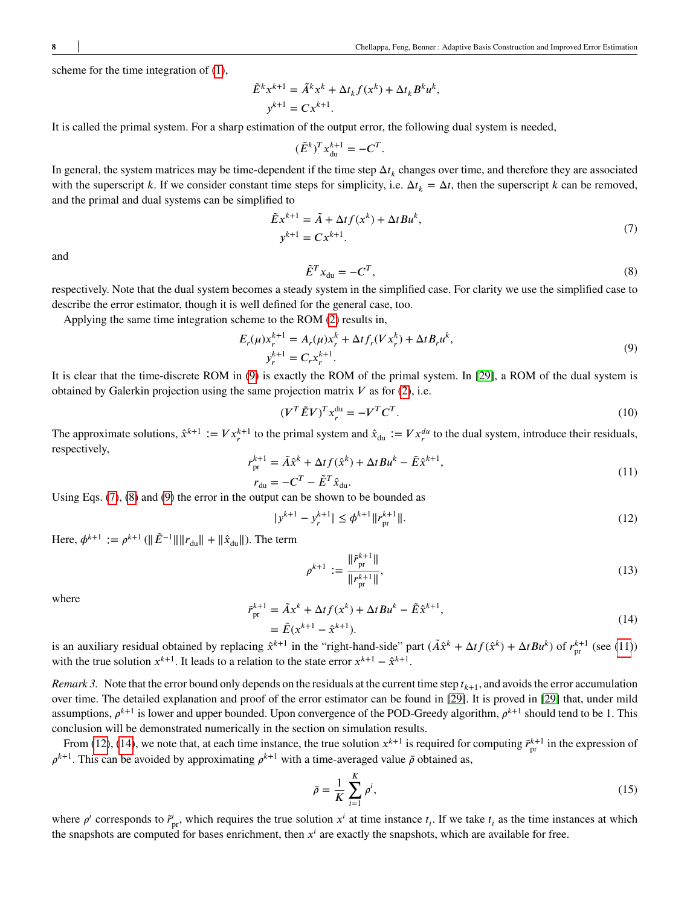scheme for the time integration of (1),

$$
\begin{aligned}
\tilde{E}^k x^{k+1} &= \tilde{A}^k x^k + \Delta t_k f(x^k) + \Delta t_k B^k u^k, \\
y^{k+1} &= C x^{k+1}.
\end{aligned}
$$

It is called the primal system. For a sharp estimation of the output error, the following dual system is needed,

$$
(\tilde{E}^k)^T x_{\mathrm{du}}^{k+1} = -C^T.
$$

In general, the system matrices may be time-dependent if the time step $\Delta t_k$ changes over time, and therefore they are associated with the superscript $k$. If we consider constant time steps for simplicity, i.e. $\Delta t_k = \Delta t$, then the superscript $k$ can be removed, and the primal and dual systems can be simplified to

$$
\begin{aligned}
\tilde{E} x^{k+1} &= \tilde{A} + \Delta t f(x^k) + \Delta t B u^k, \\
y^{k+1} &= C x^{k+1}.
\end{aligned}
\tag{7}
$$

and

$$
\tilde{E}^T x_{\mathrm{du}} = -C^T, \tag{8}
$$

respectively. Note that the dual system becomes a steady system in the simplified case. For clarity we use the simplified case to describe the error estimator, though it is well defined for the general case, too.

Applying the same time integration scheme to the ROM (2) results in,

$$
\begin{aligned}
E_r(\mu) x_r^{k+1} &= A_r(\mu) x_r^k + \Delta t f_r(V x_r^k) + \Delta t B_r u^k, \\
y_r^{k+1} &= C_r x_r^{k+1}.
\end{aligned}
\tag{9}
$$

It is clear that the time-discrete ROM in (9) is exactly the ROM of the primal system. In [29], a ROM of the dual system is obtained by Galerkin projection using the same projection matrix $V$ as for (2), i.e.

$$
(V^T \tilde{E} V)^T x_r^{\mathrm{du}} = -V^T C^T. \tag{10}
$$

The approximate solutions, $\hat{x}^{k+1} := V x_r^{k+1}$ to the primal system and $\hat{x}_{\mathrm{du}} := V x_r^{du}$ to the dual system, introduce their residuals, respectively,

$$
\begin{aligned}
r_{\mathrm{pr}}^{k+1} &= \tilde{A}\hat{x}^k + \Delta t f(\hat{x}^k) + \Delta t B u^k - \tilde{E}\hat{x}^{k+1}, \\
r_{\mathrm{du}} &= -C^T - \tilde{E}^T \hat{x}_{\mathrm{du}}.
\end{aligned}
\tag{11}
$$

Using Eqs. (7), (8) and (9) the error in the output can be shown to be bounded as

$$
|y^{k+1} - y_r^{k+1}| \leq \phi^{k+1} \| r_{\mathrm{pr}}^{k+1} \|. \tag{12}
$$

Here, $\phi^{k+1} := \rho^{k+1} (\|\tilde{E}^{-1}\| \|r_{\mathrm{du}}\| + \|\hat{x}_{\mathrm{du}}\|)$. The term

$$
\rho^{k+1} := \frac{\|\tilde{r}_{\mathrm{pr}}^{k+1}\|}{\|r_{\mathrm{pr}}^{k+1}\|}, \tag{13}
$$

where

$$
\begin{aligned}
\tilde{r}_{\mathrm{pr}}^{k+1} &= \tilde{A} x^k + \Delta t f(x^k) + \Delta t B u^k - \tilde{E}\hat{x}^{k+1}, \\
&= \tilde{E}(x^{k+1} - \hat{x}^{k+1}).
\end{aligned}
\tag{14}
$$

is an auxiliary residual obtained by replacing $\hat{x}^{k+1}$ in the "right-hand-side" part $(\tilde{A}\hat{x}^k + \Delta t f(\hat{x}^k) + \Delta t B u^k)$ of $r_{\mathrm{pr}}^{k+1}$ (see (11)) with the true solution $x^{k+1}$. It leads to a relation to the state error $x^{k+1} - \hat{x}^{k+1}$.

*Remark 3.* Note that the error bound only depends on the residuals at the current time step $t_{k+1}$, and avoids the error accumulation over time. The detailed explanation and proof of the error estimator can be found in [29]. It is proved in [29] that, under mild assumptions, $\rho^{k+1}$ is lower and upper bounded. Upon convergence of the POD-Greedy algorithm, $\rho^{k+1}$ should tend to be 1. This conclusion will be demonstrated numerically in the section on simulation results.

From (12), (14), we note that, at each time instance, the true solution $x^{k+1}$ is required for computing $\tilde{r}_{\mathrm{pr}}^{k+1}$ in the expression of $\rho^{k+1}$. This can be avoided by approximating $\rho^{k+1}$ with a time-averaged value $\bar{\rho}$ obtained as,

$$
\bar{\rho} = \frac{1}{K} \sum_{i=1}^{K} \rho^i, \tag{15}
$$

where $\rho^i$ corresponds to $\tilde{r}_{\mathrm{pr}}^i$, which requires the true solution $x^i$ at time instance $t_i$. If we take $t_i$ as the time instances at which the snapshots are computed for bases enrichment, then $x^i$ are exactly the snapshots, which are available for free.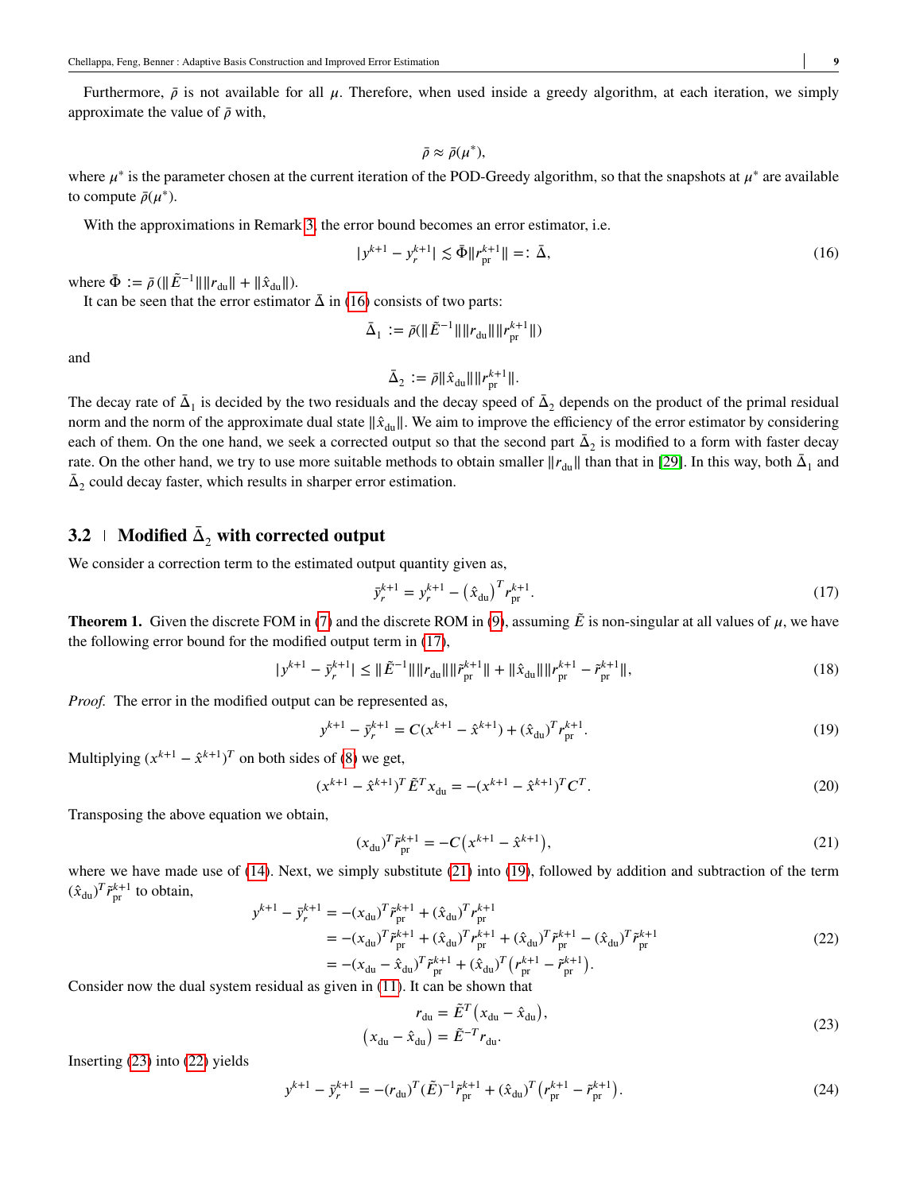Furthermore, $\bar{\rho}$ is not available for all $\mu$. Therefore, when used inside a greedy algorithm, at each iteration, we simply approximate the value of $\bar{\rho}$ with,

$$\bar{\rho} \approx \bar{\rho}(\mu^*),$$

where $\mu^*$ is the parameter chosen at the current iteration of the POD-Greedy algorithm, so that the snapshots at $\mu^*$ are available to compute $\bar{\rho}(\mu^*)$.

With the approximations in Remark 3, the error bound becomes an error estimator, i.e.

$$|y^{k+1} - y_r^{k+1}| \lesssim \bar{\Phi}\|r_{\text{pr}}^{k+1}\| =: \bar{\Delta}, \tag{16}$$

where $\bar{\Phi} := \bar{\rho}\,(\|\tilde{E}^{-1}\|\|r_{\text{du}}\| + \|\hat{x}_{\text{du}}\|)$.

It can be seen that the error estimator $\bar{\Delta}$ in (16) consists of two parts:

$$\bar{\Delta}_1 := \bar{\rho}(\|\tilde{E}^{-1}\|\|r_{\text{du}}\|\|r_{\text{pr}}^{k+1}\|)$$

and

$$\bar{\Delta}_2 := \bar{\rho}\|\hat{x}_{\text{du}}\|\|r_{\text{pr}}^{k+1}\|.$$

The decay rate of $\bar{\Delta}_1$ is decided by the two residuals and the decay speed of $\bar{\Delta}_2$ depends on the product of the primal residual norm and the norm of the approximate dual state $\|\hat{x}_{\text{du}}\|$. We aim to improve the efficiency of the error estimator by considering each of them. On the one hand, we seek a corrected output so that the second part $\bar{\Delta}_2$ is modified to a form with faster decay rate. On the other hand, we try to use more suitable methods to obtain smaller $\|r_{\text{du}}\|$ than that in [29]. In this way, both $\bar{\Delta}_1$ and $\bar{\Delta}_2$ could decay faster, which results in sharper error estimation.

## 3.2 Modified $\bar{\Delta}_2$ with corrected output

We consider a correction term to the estimated output quantity given as,

$$\bar{y}_r^{k+1} = y_r^{k+1} - \left(\hat{x}_{\text{du}}\right)^T r_{\text{pr}}^{k+1}. \tag{17}$$

**Theorem 1.** Given the discrete FOM in (7) and the discrete ROM in (9), assuming $\tilde{E}$ is non-singular at all values of $\mu$, we have the following error bound for the modified output term in (17),

$$|y^{k+1} - \bar{y}_r^{k+1}| \leq \|\tilde{E}^{-1}\|\|r_{\text{du}}\|\|\tilde{r}_{\text{pr}}^{k+1}\| + \|\hat{x}_{\text{du}}\|\|r_{\text{pr}}^{k+1} - \tilde{r}_{\text{pr}}^{k+1}\|, \tag{18}$$

*Proof.* The error in the modified output can be represented as,

$$y^{k+1} - \bar{y}_r^{k+1} = C(x^{k+1} - \hat{x}^{k+1}) + (\hat{x}_{\text{du}})^T r_{\text{pr}}^{k+1}. \tag{19}$$

Multiplying $(x^{k+1} - \hat{x}^{k+1})^T$ on both sides of (8) we get,

$$(x^{k+1} - \hat{x}^{k+1})^T \tilde{E}^T x_{\text{du}} = -(x^{k+1} - \hat{x}^{k+1})^T C^T. \tag{20}$$

Transposing the above equation we obtain,

$$(x_{\text{du}})^T \tilde{r}_{\text{pr}}^{k+1} = -C\left(x^{k+1} - \hat{x}^{k+1}\right), \tag{21}$$

where we have made use of (14). Next, we simply substitute (21) into (19), followed by addition and subtraction of the term $(\hat{x}_{\text{du}})^T \tilde{r}_{\text{pr}}^{k+1}$ to obtain,

$$\begin{aligned}
y^{k+1} - \bar{y}_r^{k+1} &= -(x_{\text{du}})^T \tilde{r}_{\text{pr}}^{k+1} + (\hat{x}_{\text{du}})^T r_{\text{pr}}^{k+1} \\
&= -(x_{\text{du}})^T \tilde{r}_{\text{pr}}^{k+1} + (\hat{x}_{\text{du}})^T r_{\text{pr}}^{k+1} + (\hat{x}_{\text{du}})^T \tilde{r}_{\text{pr}}^{k+1} - (\hat{x}_{\text{du}})^T \tilde{r}_{\text{pr}}^{k+1} \\
&= -(x_{\text{du}} - \hat{x}_{\text{du}})^T \tilde{r}_{\text{pr}}^{k+1} + (\hat{x}_{\text{du}})^T \left(r_{\text{pr}}^{k+1} - \tilde{r}_{\text{pr}}^{k+1}\right).
\end{aligned} \tag{22}$$

Consider now the dual system residual as given in (11). It can be shown that

$$\begin{aligned}
r_{\text{du}} &= \tilde{E}^T\left(x_{\text{du}} - \hat{x}_{\text{du}}\right), \\
\left(x_{\text{du}} - \hat{x}_{\text{du}}\right) &= \tilde{E}^{-T} r_{\text{du}}.
\end{aligned} \tag{23}$$

Inserting (23) into (22) yields

$$y^{k+1} - \bar{y}_r^{k+1} = -(r_{\text{du}})^T (\tilde{E})^{-1} \tilde{r}_{\text{pr}}^{k+1} + (\hat{x}_{\text{du}})^T \left(r_{\text{pr}}^{k+1} - \tilde{r}_{\text{pr}}^{k+1}\right). \tag{24}$$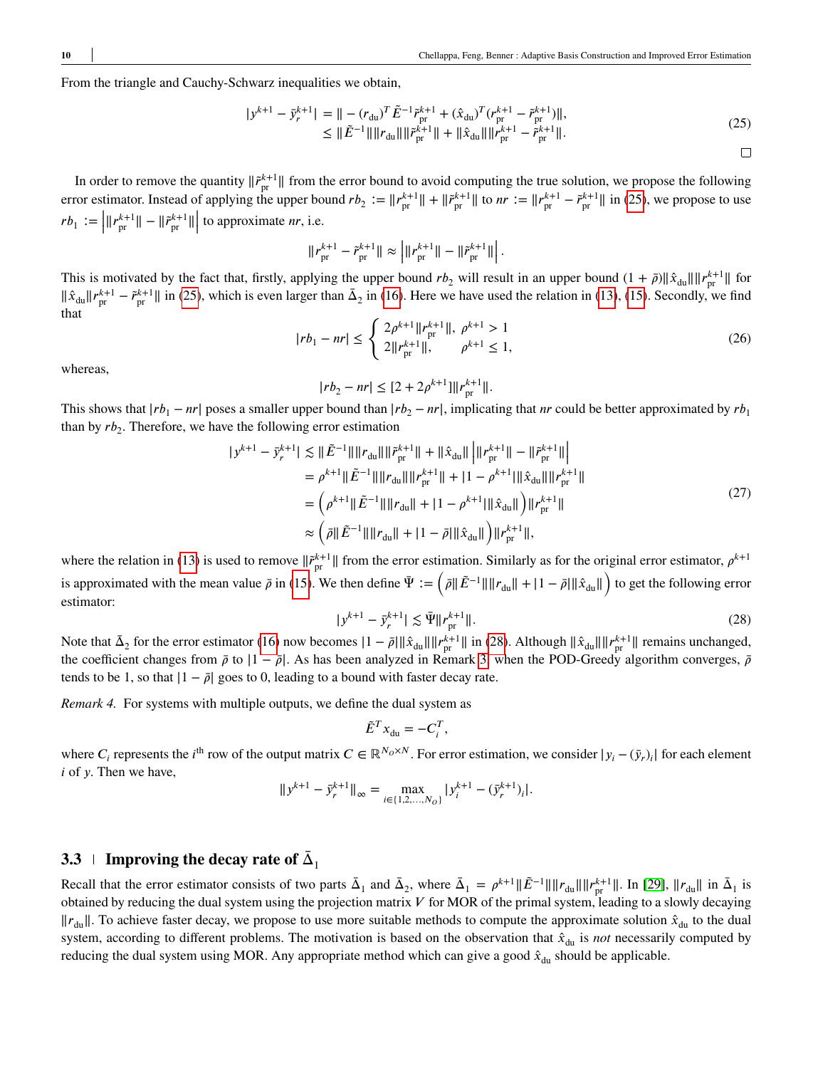From the triangle and Cauchy-Schwarz inequalities we obtain,

$$
\begin{aligned}
|y^{k+1} - \bar{y}_r^{k+1}| &= \| -(r_{\mathrm{du}})^T \tilde{E}^{-1} \tilde{r}_{\mathrm{pr}}^{k+1} + (\hat{x}_{\mathrm{du}})^T (r_{\mathrm{pr}}^{k+1} - \tilde{r}_{\mathrm{pr}}^{k+1}) \|, \\
&\leq \|\tilde{E}^{-1}\| \|r_{\mathrm{du}}\| \|\tilde{r}_{\mathrm{pr}}^{k+1}\| + \|\hat{x}_{\mathrm{du}}\| \|r_{\mathrm{pr}}^{k+1} - \tilde{r}_{\mathrm{pr}}^{k+1}\|.
\end{aligned}
\tag{25}
$$

□

In order to remove the quantity $\|\tilde{r}_{\mathrm{pr}}^{k+1}\|$ from the error bound to avoid computing the true solution, we propose the following error estimator. Instead of applying the upper bound $rb_2 := \|r_{\mathrm{pr}}^{k+1}\| + \|\tilde{r}_{\mathrm{pr}}^{k+1}\|$ to $nr := \|r_{\mathrm{pr}}^{k+1} - \tilde{r}_{\mathrm{pr}}^{k+1}\|$ in (25), we propose to use $rb_1 := \left| \|r_{\mathrm{pr}}^{k+1}\| - \|\tilde{r}_{\mathrm{pr}}^{k+1}\| \right|$ to approximate $nr$, i.e.

$$
\|r_{\mathrm{pr}}^{k+1} - \tilde{r}_{\mathrm{pr}}^{k+1}\| \approx \left| \|r_{\mathrm{pr}}^{k+1}\| - \|\tilde{r}_{\mathrm{pr}}^{k+1}\| \right|.
$$

This is motivated by the fact that, firstly, applying the upper bound $rb_2$ will result in an upper bound $(1+\bar{\rho})\|\hat{x}_{\mathrm{du}}\|\|r_{\mathrm{pr}}^{k+1}\|$ for $\|\hat{x}_{\mathrm{du}}\|\|r_{\mathrm{pr}}^{k+1} - \tilde{r}_{\mathrm{pr}}^{k+1}\|$ in (25), which is even larger than $\bar{\Delta}_2$ in (16). Here we have used the relation in (13), (15). Secondly, we find that

$$
|rb_1 - nr| \leq \begin{cases} 2\rho^{k+1}\|r_{\mathrm{pr}}^{k+1}\|, & \rho^{k+1} > 1 \\ 2\|r_{\mathrm{pr}}^{k+1}\|, & \rho^{k+1} \leq 1, \end{cases}
\tag{26}
$$

whereas,

$$
|rb_2 - nr| \leq [2 + 2\rho^{k+1}]\|r_{\mathrm{pr}}^{k+1}\|.
$$

This shows that $|rb_1 - nr|$ poses a smaller upper bound than $|rb_2 - nr|$, implicating that $nr$ could be better approximated by $rb_1$ than by $rb_2$. Therefore, we have the following error estimation

$$
\begin{aligned}
|y^{k+1} - \bar{y}_r^{k+1}| &\lesssim \|\tilde{E}^{-1}\| \|r_{\mathrm{du}}\| \|\tilde{r}_{\mathrm{pr}}^{k+1}\| + \|\hat{x}_{\mathrm{du}}\| \left| \|r_{\mathrm{pr}}^{k+1}\| - \|\tilde{r}_{\mathrm{pr}}^{k+1}\| \right| \\
&= \rho^{k+1}\|\tilde{E}^{-1}\| \|r_{\mathrm{du}}\| \|r_{\mathrm{pr}}^{k+1}\| + |1 - \rho^{k+1}| \|\hat{x}_{\mathrm{du}}\| \|r_{\mathrm{pr}}^{k+1}\| \\
&= \left( \rho^{k+1}\|\tilde{E}^{-1}\| \|r_{\mathrm{du}}\| + |1 - \rho^{k+1}| \|\hat{x}_{\mathrm{du}}\| \right) \|r_{\mathrm{pr}}^{k+1}\| \\
&\approx \left( \bar{\rho}\|\tilde{E}^{-1}\| \|r_{\mathrm{du}}\| + |1 - \bar{\rho}| \|\hat{x}_{\mathrm{du}}\| \right) \|r_{\mathrm{pr}}^{k+1}\|,
\end{aligned}
\tag{27}
$$

where the relation in (13) is used to remove $\|\tilde{r}_{\mathrm{pr}}^{k+1}\|$ from the error estimation. Similarly as for the original error estimator, $\rho^{k+1}$ is approximated with the mean value $\bar{\rho}$ in (15). We then define $\bar{\Psi} := \left( \bar{\rho}\|\tilde{E}^{-1}\| \|r_{\mathrm{du}}\| + |1 - \bar{\rho}| \|\hat{x}_{\mathrm{du}}\| \right)$ to get the following error estimator:

$$
|y^{k+1} - \bar{y}_r^{k+1}| \lesssim \bar{\Psi}\|r_{\mathrm{pr}}^{k+1}\|.
\tag{28}
$$

Note that $\bar{\Delta}_2$ for the error estimator (16) now becomes $|1 - \bar{\rho}|\|\hat{x}_{\mathrm{du}}\|\|r_{\mathrm{pr}}^{k+1}\|$ in (28). Although $\|\hat{x}_{\mathrm{du}}\|\|r_{\mathrm{pr}}^{k+1}\|$ remains unchanged, the coefficient changes from $\bar{\rho}$ to $|1 - \bar{\rho}|$. As has been analyzed in Remark 3, when the POD-Greedy algorithm converges, $\bar{\rho}$ tends to be 1, so that $|1 - \bar{\rho}|$ goes to 0, leading to a bound with faster decay rate.

*Remark 4.* For systems with multiple outputs, we define the dual system as

$$
\tilde{E}^T x_{\mathrm{du}} = -C_i^T,
$$

where $C_i$ represents the $i^{\text{th}}$ row of the output matrix $C \in \mathbb{R}^{N_O \times N}$. For error estimation, we consider $|y_i - (\bar{y}_r)_i|$ for each element $i$ of $y$. Then we have,

$$
\|y^{k+1} - \bar{y}_r^{k+1}\|_\infty = \max_{i \in \{1,2,\ldots,N_O\}} |y_i^{k+1} - (\bar{y}_r^{k+1})_i|.
$$

## 3.3 Improving the decay rate of $\bar{\Delta}_1$

Recall that the error estimator consists of two parts $\bar{\Delta}_1$ and $\bar{\Delta}_2$, where $\bar{\Delta}_1 = \rho^{k+1}\|\tilde{E}^{-1}\|\|r_{\mathrm{du}}\|\|r_{\mathrm{pr}}^{k+1}\|$. In [29], $\|r_{\mathrm{du}}\|$ in $\bar{\Delta}_1$ is obtained by reducing the dual system using the projection matrix $V$ for MOR of the primal system, leading to a slowly decaying $\|r_{\mathrm{du}}\|$. To achieve faster decay, we propose to use more suitable methods to compute the approximate solution $\hat{x}_{\mathrm{du}}$ to the dual system, according to different problems. The motivation is based on the observation that $\hat{x}_{\mathrm{du}}$ is *not* necessarily computed by reducing the dual system using MOR. Any appropriate method which can give a good $\hat{x}_{\mathrm{du}}$ should be applicable.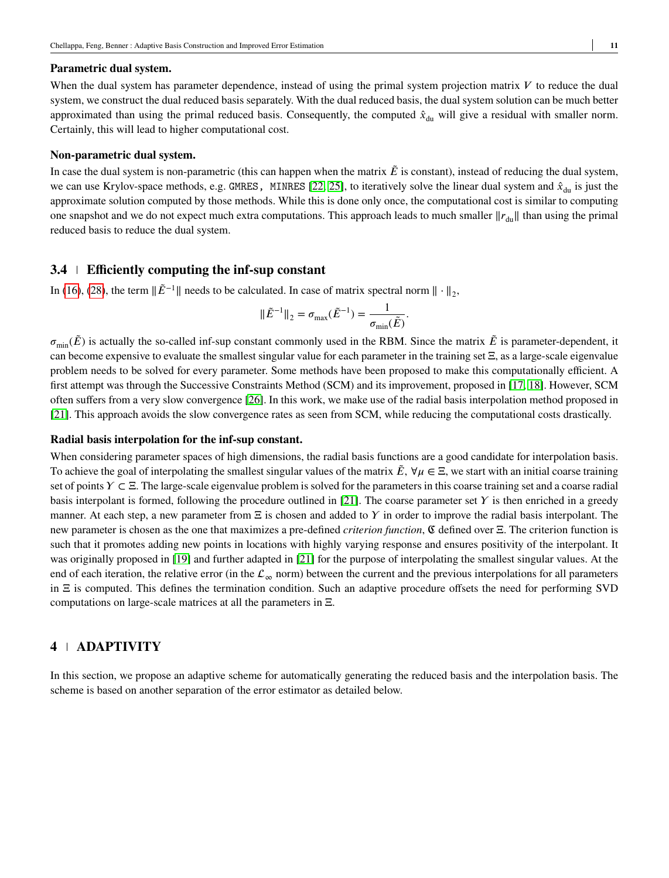**Parametric dual system.**

When the dual system has parameter dependence, instead of using the primal system projection matrix $V$ to reduce the dual system, we construct the dual reduced basis separately. With the dual reduced basis, the dual system solution can be much better approximated than using the primal reduced basis. Consequently, the computed $\hat{x}_{\text{du}}$ will give a residual with smaller norm. Certainly, this will lead to higher computational cost.

**Non-parametric dual system.**

In case the dual system is non-parametric (this can happen when the matrix $\tilde{E}$ is constant), instead of reducing the dual system, we can use Krylov-space methods, e.g. `GMRES, MINRES` [22, 25], to iteratively solve the linear dual system and $\hat{x}_{\text{du}}$ is just the approximate solution computed by those methods. While this is done only once, the computational cost is similar to computing one snapshot and we do not expect much extra computations. This approach leads to much smaller $\|r_{\text{du}}\|$ than using the primal reduced basis to reduce the dual system.

## 3.4 | Efficiently computing the inf-sup constant

In (16), (28), the term $\|\tilde{E}^{-1}\|$ needs to be calculated. In case of matrix spectral norm $\|\cdot\|_2$,

$$\|\tilde{E}^{-1}\|_2 = \sigma_{\max}(\tilde{E}^{-1}) = \frac{1}{\sigma_{\min}(\tilde{E})}.$$

$\sigma_{\min}(\tilde{E})$ is actually the so-called inf-sup constant commonly used in the RBM. Since the matrix $\tilde{E}$ is parameter-dependent, it can become expensive to evaluate the smallest singular value for each parameter in the training set $\Xi$, as a large-scale eigenvalue problem needs to be solved for every parameter. Some methods have been proposed to make this computationally efficient. A first attempt was through the Successive Constraints Method (SCM) and its improvement, proposed in [17, 18]. However, SCM often suffers from a very slow convergence [26]. In this work, we make use of the radial basis interpolation method proposed in [21]. This approach avoids the slow convergence rates as seen from SCM, while reducing the computational costs drastically.

**Radial basis interpolation for the inf-sup constant.**

When considering parameter spaces of high dimensions, the radial basis functions are a good candidate for interpolation basis. To achieve the goal of interpolating the smallest singular values of the matrix $\tilde{E}$, $\forall \mu \in \Xi$, we start with an initial coarse training set of points $Y \subset \Xi$. The large-scale eigenvalue problem is solved for the parameters in this coarse training set and a coarse radial basis interpolant is formed, following the procedure outlined in [21]. The coarse parameter set $Y$ is then enriched in a greedy manner. At each step, a new parameter from $\Xi$ is chosen and added to $Y$ in order to improve the radial basis interpolant. The new parameter is chosen as the one that maximizes a pre-defined *criterion function*, $\mathfrak{C}$ defined over $\Xi$. The criterion function is such that it promotes adding new points in locations with highly varying response and ensures positivity of the interpolant. It was originally proposed in [19] and further adapted in [21] for the purpose of interpolating the smallest singular values. At the end of each iteration, the relative error (in the $\mathcal{L}_\infty$ norm) between the current and the previous interpolations for all parameters in $\Xi$ is computed. This defines the termination condition. Such an adaptive procedure offsets the need for performing SVD computations on large-scale matrices at all the parameters in $\Xi$.

# 4 | ADAPTIVITY

In this section, we propose an adaptive scheme for automatically generating the reduced basis and the interpolation basis. The scheme is based on another separation of the error estimator as detailed below.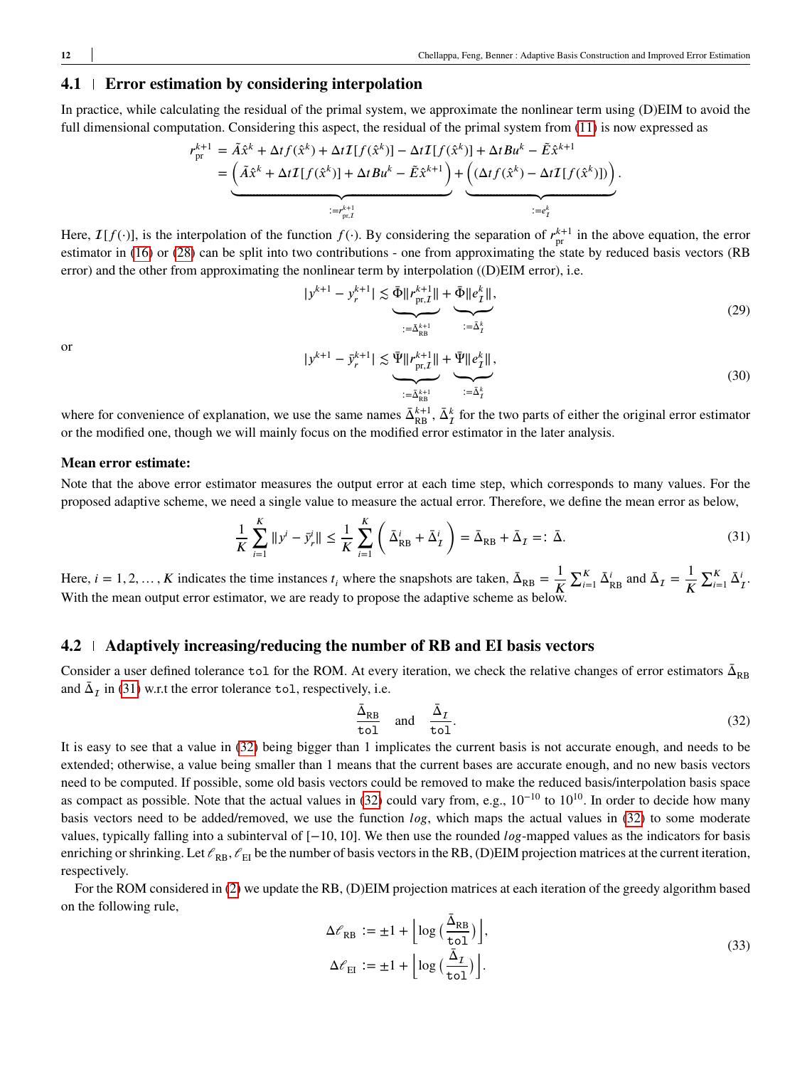## 4.1 Error estimation by considering interpolation

In practice, while calculating the residual of the primal system, we approximate the nonlinear term using (D)EIM to avoid the full dimensional computation. Considering this aspect, the residual of the primal system from (11) is now expressed as

$$
\begin{aligned}
r_{\mathrm{pr}}^{k+1} &= \tilde{A}\hat{x}^k + \Delta t f(\hat{x}^k) + \Delta t \mathcal{I}[f(\hat{x}^k)] - \Delta t \mathcal{I}[f(\hat{x}^k)] + \Delta t B u^k - \tilde{E}\hat{x}^{k+1} \\
&= \underbrace{\Big(\tilde{A}\hat{x}^k + \Delta t \mathcal{I}[f(\hat{x}^k)] + \Delta t B u^k - \tilde{E}\hat{x}^{k+1}\Big)}_{:=r_{\mathrm{pr},\mathcal{I}}^{k+1}} + \underbrace{\Big((\Delta t f(\hat{x}^k) - \Delta t \mathcal{I}[f(\hat{x}^k)])\Big)}_{:=e_{\mathcal{I}}^k}.
\end{aligned}
$$

Here, $\mathcal{I}[f(\cdot)]$, is the interpolation of the function $f(\cdot)$. By considering the separation of $r_{\mathrm{pr}}^{k+1}$ in the above equation, the error estimator in (16) or (28) can be split into two contributions - one from approximating the state by reduced basis vectors (RB error) and the other from approximating the nonlinear term by interpolation ((D)EIM error), i.e.

$$
|y^{k+1} - y_r^{k+1}| \lesssim \underbrace{\bar{\Phi}\|r_{\mathrm{pr},\mathcal{I}}^{k+1}\|}_{:=\bar{\Delta}_{\mathrm{RB}}^{k+1}} + \underbrace{\bar{\Phi}\|e_{\mathcal{I}}^k\|}_{:=\bar{\Delta}_{\mathcal{I}}^k}, \tag{29}
$$

or

$$
|y^{k+1} - \bar{y}_r^{k+1}| \lesssim \underbrace{\bar{\Psi}\|r_{\mathrm{pr},\mathcal{I}}^{k+1}\|}_{:=\bar{\Delta}_{\mathrm{RB}}^{k+1}} + \underbrace{\bar{\Psi}\|e_{\mathcal{I}}^k\|}_{:=\bar{\Delta}_{\mathcal{I}}^k}, \tag{30}
$$

where for convenience of explanation, we use the same names $\bar{\Delta}_{\mathrm{RB}}^{k+1}$, $\bar{\Delta}_{\mathcal{I}}^k$ for the two parts of either the original error estimator or the modified one, though we will mainly focus on the modified error estimator in the later analysis.

**Mean error estimate:**

Note that the above error estimator measures the output error at each time step, which corresponds to many values. For the proposed adaptive scheme, we need a single value to measure the actual error. Therefore, we define the mean error as below,

$$
\frac{1}{K}\sum_{i=1}^{K} \|y^i - \bar{y}_r^i\| \leq \frac{1}{K}\sum_{i=1}^{K}\Big(\bar{\Delta}_{\mathrm{RB}}^i + \bar{\Delta}_{\mathcal{I}}^i\Big) = \bar{\Delta}_{\mathrm{RB}} + \bar{\Delta}_{\mathcal{I}} =: \bar{\Delta}. \tag{31}
$$

Here, $i = 1, 2, \ldots, K$ indicates the time instances $t_i$ where the snapshots are taken, $\bar{\Delta}_{\mathrm{RB}} = \frac{1}{K}\sum_{i=1}^{K}\bar{\Delta}_{\mathrm{RB}}^i$ and $\bar{\Delta}_{\mathcal{I}} = \frac{1}{K}\sum_{i=1}^{K}\bar{\Delta}_{\mathcal{I}}^i$. With the mean output error estimator, we are ready to propose the adaptive scheme as below.

## 4.2 Adaptively increasing/reducing the number of RB and EI basis vectors

Consider a user defined tolerance `tol` for the ROM. At every iteration, we check the relative changes of error estimators $\bar{\Delta}_{\mathrm{RB}}$ and $\bar{\Delta}_{\mathcal{I}}$ in (31) w.r.t the error tolerance `tol`, respectively, i.e.

$$
\frac{\bar{\Delta}_{\mathrm{RB}}}{\texttt{tol}} \quad \text{and} \quad \frac{\bar{\Delta}_{\mathcal{I}}}{\texttt{tol}}. \tag{32}
$$

It is easy to see that a value in (32) being bigger than 1 implicates the current basis is not accurate enough, and needs to be extended; otherwise, a value being smaller than 1 means that the current bases are accurate enough, and no new basis vectors need to be computed. If possible, some old basis vectors could be removed to make the reduced basis/interpolation basis space as compact as possible. Note that the actual values in (32) could vary from, e.g., $10^{-10}$ to $10^{10}$. In order to decide how many basis vectors need to be added/removed, we use the function $log$, which maps the actual values in (32) to some moderate values, typically falling into a subinterval of $[-10, 10]$. We then use the rounded $log$-mapped values as the indicators for basis enriching or shrinking. Let $\ell_{\mathrm{RB}}$, $\ell_{\mathrm{EI}}$ be the number of basis vectors in the RB, (D)EIM projection matrices at the current iteration, respectively.

For the ROM considered in (2) we update the RB, (D)EIM projection matrices at each iteration of the greedy algorithm based on the following rule,

$$
\begin{aligned}
\Delta\ell_{\mathrm{RB}} &:= \pm 1 + \left\lfloor \log\Big(\frac{\bar{\Delta}_{\mathrm{RB}}}{\texttt{tol}}\Big)\right\rceil, \\
\Delta\ell_{\mathrm{EI}} &:= \pm 1 + \left\lfloor \log\Big(\frac{\bar{\Delta}_{\mathcal{I}}}{\texttt{tol}}\Big)\right\rceil.
\end{aligned} \tag{33}
$$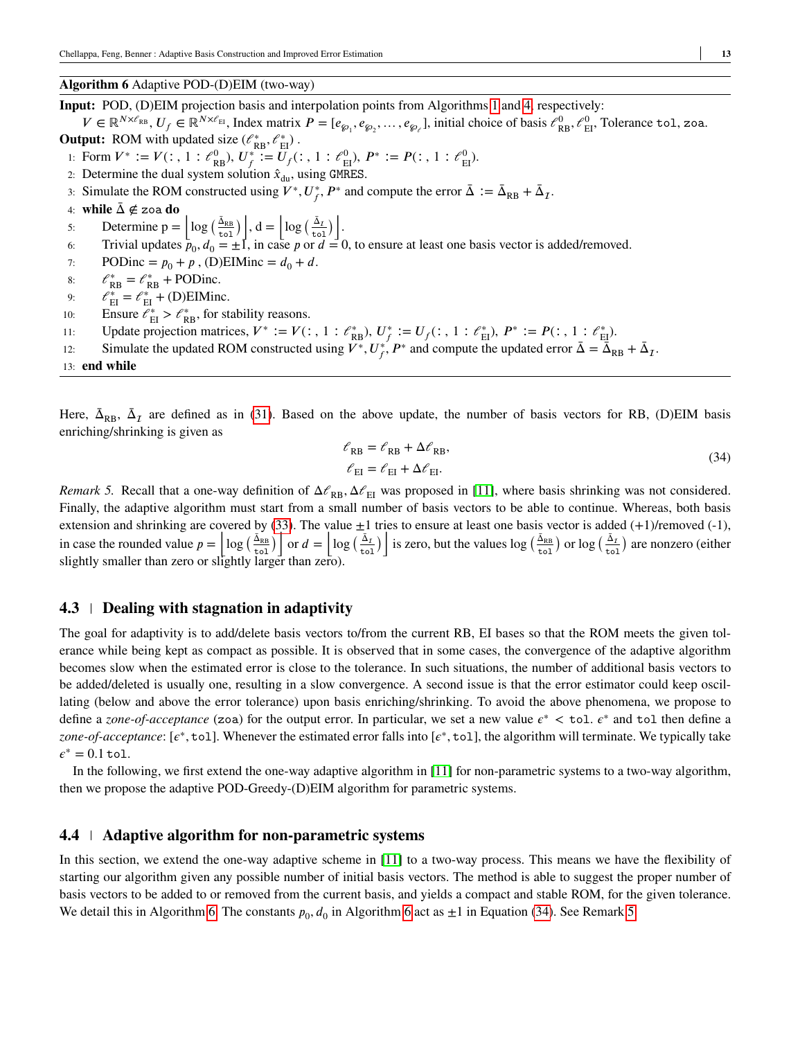**Algorithm 6** Adaptive POD-(D)EIM (two-way)

**Input:** POD, (D)EIM projection basis and interpolation points from Algorithms 1 and 4, respectively:
$V \in \mathbb{R}^{N\times \ell_{\text{RB}}}$, $U_f \in \mathbb{R}^{N\times \ell_{\text{EI}}}$, Index matrix $P = [e_{\wp_1}, e_{\wp_2}, \dots, e_{\wp_\ell}]$, initial choice of basis $\ell^0_{\text{RB}}, \ell^0_{\text{EI}}$, Tolerance `tol`, `zoa`.
**Output:** ROM with updated size $(\ell^*_{\text{RB}}, \ell^*_{\text{EI}})$ .

1: Form $V^* := V(:, 1 : \ell^0_{\text{RB}})$, $U^*_f := U_f(:, 1 : \ell^0_{\text{EI}})$, $P^* := P(:, 1 : \ell^0_{\text{EI}})$.
2: Determine the dual system solution $\hat{x}_{\text{du}}$, using `GMRES`.
3: Simulate the ROM constructed using $V^*, U^*_f, P^*$ and compute the error $\bar{\Delta} := \bar{\Delta}_{\text{RB}} + \bar{\Delta}_{\mathcal{I}}$.
4: **while** $\bar{\Delta} \notin$ `zoa` **do**
5: Determine p $= \left\lfloor \log\left(\frac{\bar{\Delta}_{\text{RB}}}{\texttt{tol}}\right)\right\rceil$, d $= \left\lfloor \log\left(\frac{\bar{\Delta}_{\mathcal{I}}}{\texttt{tol}}\right)\right\rceil$.
6: Trivial updates $p_0, d_0 = \pm 1$, in case $p$ or $d = 0$, to ensure at least one basis vector is added/removed.
7: PODinc $= p_0 + p$ , (D)EIMinc $= d_0 + d$.
8: $\ell^*_{\text{RB}} = \ell^*_{\text{RB}} +$ PODinc.
9: $\ell^*_{\text{EI}} = \ell^*_{\text{EI}} +$ (D)EIMinc.
10: Ensure $\ell^*_{\text{EI}} > \ell^*_{\text{RB}}$, for stability reasons.
11: Update projection matrices, $V^* := V(:, 1 : \ell^*_{\text{RB}})$, $U^*_f := U_f(:, 1 : \ell^*_{\text{EI}})$, $P^* := P(:, 1 : \ell^*_{\text{EI}})$.
12: Simulate the updated ROM constructed using $V^*, U^*_f, P^*$ and compute the updated error $\bar{\Delta} = \bar{\Delta}_{\text{RB}} + \bar{\Delta}_{\mathcal{I}}$.
13: **end while**

Here, $\bar{\Delta}_{\text{RB}}$, $\bar{\Delta}_{\mathcal{I}}$ are defined as in (31). Based on the above update, the number of basis vectors for RB, (D)EIM basis enriching/shrinking is given as

$$
\begin{aligned}
\ell_{\text{RB}} &= \ell_{\text{RB}} + \Delta\ell_{\text{RB}}, \\
\ell_{\text{EI}} &= \ell_{\text{EI}} + \Delta\ell_{\text{EI}}.
\end{aligned}
\tag{34}
$$

*Remark 5.* Recall that a one-way definition of $\Delta\ell_{\text{RB}}, \Delta\ell_{\text{EI}}$ was proposed in [11], where basis shrinking was not considered. Finally, the adaptive algorithm must start from a small number of basis vectors to be able to continue. Whereas, both basis extension and shrinking are covered by (33). The value $\pm 1$ tries to ensure at least one basis vector is added (+1)/removed (-1), in case the rounded value $p = \left\lfloor \log\left(\frac{\bar{\Delta}_{\text{RB}}}{\texttt{tol}}\right)\right\rceil$ or $d = \left\lfloor \log\left(\frac{\bar{\Delta}_{\mathcal{I}}}{\texttt{tol}}\right)\right\rceil$ is zero, but the values $\log\left(\frac{\bar{\Delta}_{\text{RB}}}{\texttt{tol}}\right)$ or $\log\left(\frac{\bar{\Delta}_{\mathcal{I}}}{\texttt{tol}}\right)$ are nonzero (either slightly smaller than zero or slightly larger than zero).

## 4.3 | Dealing with stagnation in adaptivity

The goal for adaptivity is to add/delete basis vectors to/from the current RB, EI bases so that the ROM meets the given tolerance while being kept as compact as possible. It is observed that in some cases, the convergence of the adaptive algorithm becomes slow when the estimated error is close to the tolerance. In such situations, the number of additional basis vectors to be added/deleted is usually one, resulting in a slow convergence. A second issue is that the error estimator could keep oscillating (below and above the error tolerance) upon basis enriching/shrinking. To avoid the above phenomena, we propose to define a *zone-of-acceptance* (`zoa`) for the output error. In particular, we set a new value $\epsilon^* <$ `tol`. $\epsilon^*$ and `tol` then define a *zone-of-acceptance*: $[\epsilon^*, \texttt{tol}]$. Whenever the estimated error falls into $[\epsilon^*, \texttt{tol}]$, the algorithm will terminate. We typically take $\epsilon^* = 0.1\,\texttt{tol}$.

In the following, we first extend the one-way adaptive algorithm in [11] for non-parametric systems to a two-way algorithm, then we propose the adaptive POD-Greedy-(D)EIM algorithm for parametric systems.

## 4.4 | Adaptive algorithm for non-parametric systems

In this section, we extend the one-way adaptive scheme in [11] to a two-way process. This means we have the flexibility of starting our algorithm given any possible number of initial basis vectors. The method is able to suggest the proper number of basis vectors to be added to or removed from the current basis, and yields a compact and stable ROM, for the given tolerance. We detail this in Algorithm 6. The constants $p_0, d_0$ in Algorithm 6 act as $\pm 1$ in Equation (34). See Remark 5.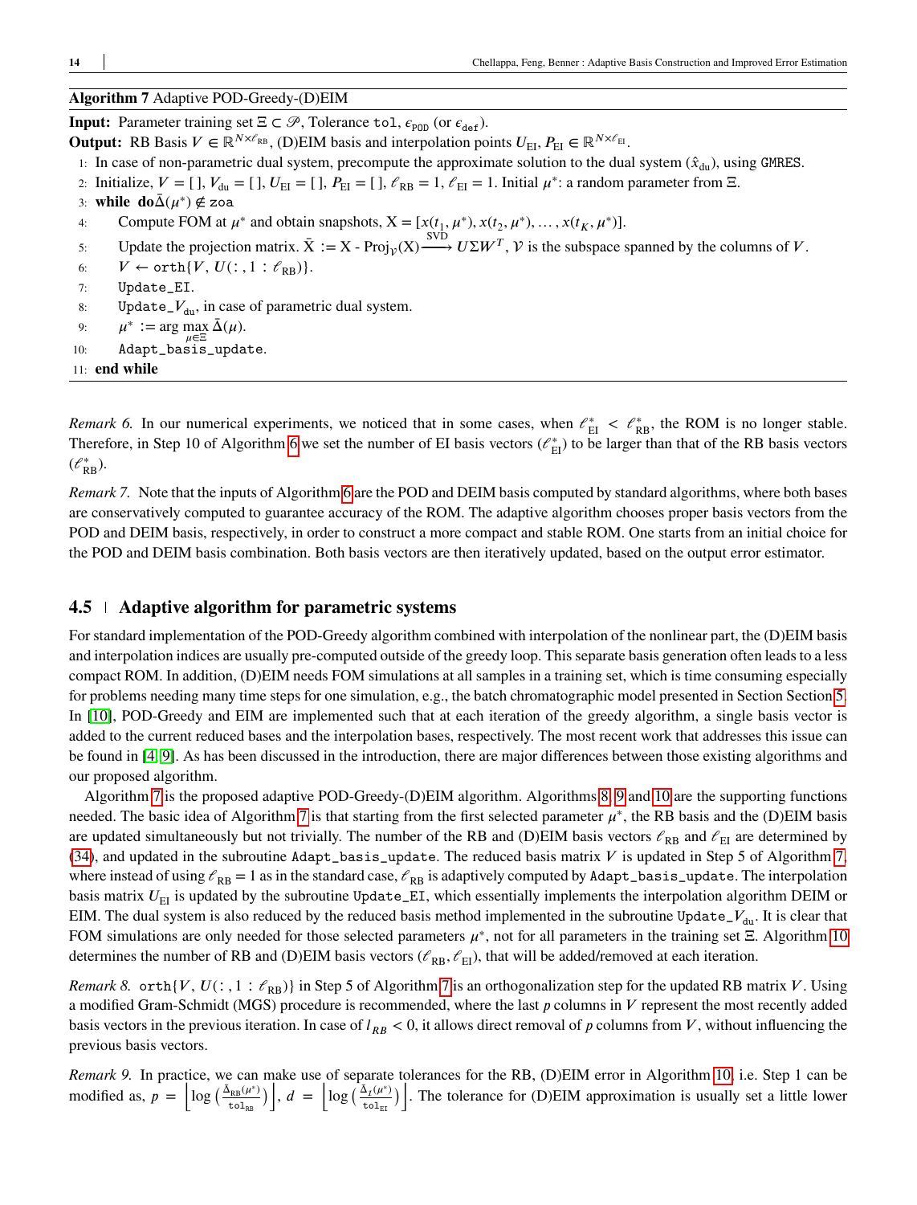**Algorithm 7** Adaptive POD-Greedy-(D)EIM

**Input:** Parameter training set $\Xi \subset \mathscr{P}$, Tolerance `tol`, $\epsilon_{\texttt{POD}}$ (or $\epsilon_{\texttt{def}}$).

**Output:** RB Basis $V \in \mathbb{R}^{N \times \ell_{\text{RB}}}$, (D)EIM basis and interpolation points $U_{\text{EI}}, P_{\text{EI}} \in \mathbb{R}^{N \times \ell_{\text{EI}}}$.

1: In case of non-parametric dual system, precompute the approximate solution to the dual system ($\hat{x}_{\text{du}}$), using `GMRES`.
2: Initialize, $V = [\,]$, $V_{\text{du}} = [\,]$, $U_{\text{EI}} = [\,]$, $P_{\text{EI}} = [\,]$, $\ell_{\text{RB}} = 1$, $\ell_{\text{EI}} = 1$. Initial $\mu^*$: a random parameter from $\Xi$.
3: **while do**$\bar{\Delta}(\mu^*) \notin$ `zoa`
4: Compute FOM at $\mu^*$ and obtain snapshots, $\mathrm{X} = [x(t_1, \mu^*), x(t_2, \mu^*), \ldots, x(t_K, \mu^*)]$.
5: Update the projection matrix. $\bar{\mathrm{X}} := \mathrm{X} - \mathrm{Proj}_{\mathcal{V}}(\mathrm{X}) \xrightarrow{\text{SVD}} U \Sigma W^T$, $\mathcal{V}$ is the subspace spanned by the columns of $V$.
6: $V \leftarrow \texttt{orth}\{V, U(:, 1 : \ell_{\text{RB}})\}$.
7: `Update_EI`.
8: `Update_`$V_{\text{du}}$, in case of parametric dual system.
9: $\mu^* := \arg\max_{\mu \in \Xi} \bar{\Delta}(\mu)$.
10: `Adapt_basis_update`.
11: **end while**

*Remark 6.* In our numerical experiments, we noticed that in some cases, when $\ell_{\text{EI}}^* < \ell_{\text{RB}}^*$, the ROM is no longer stable. Therefore, in Step 10 of Algorithm 6 we set the number of EI basis vectors ($\ell_{\text{EI}}^*$) to be larger than that of the RB basis vectors ($\ell_{\text{RB}}^*$).

*Remark 7.* Note that the inputs of Algorithm 6 are the POD and DEIM basis computed by standard algorithms, where both bases are conservatively computed to guarantee accuracy of the ROM. The adaptive algorithm chooses proper basis vectors from the POD and DEIM basis, respectively, in order to construct a more compact and stable ROM. One starts from an initial choice for the POD and DEIM basis combination. Both basis vectors are then iteratively updated, based on the output error estimator.

## 4.5 Adaptive algorithm for parametric systems

For standard implementation of the POD-Greedy algorithm combined with interpolation of the nonlinear part, the (D)EIM basis and interpolation indices are usually pre-computed outside of the greedy loop. This separate basis generation often leads to a less compact ROM. In addition, (D)EIM needs FOM simulations at all samples in a training set, which is time consuming especially for problems needing many time steps for one simulation, e.g., the batch chromatographic model presented in Section Section 5. In [10], POD-Greedy and EIM are implemented such that at each iteration of the greedy algorithm, a single basis vector is added to the current reduced bases and the interpolation bases, respectively. The most recent work that addresses this issue can be found in [4, 9]. As has been discussed in the introduction, there are major differences between those existing algorithms and our proposed algorithm.

Algorithm 7 is the proposed adaptive POD-Greedy-(D)EIM algorithm. Algorithms 8, 9 and 10 are the supporting functions needed. The basic idea of Algorithm 7 is that starting from the first selected parameter $\mu^*$, the RB basis and the (D)EIM basis are updated simultaneously but not trivially. The number of the RB and (D)EIM basis vectors $\ell_{\text{RB}}$ and $\ell_{\text{EI}}$ are determined by (34), and updated in the subroutine `Adapt_basis_update`. The reduced basis matrix $V$ is updated in Step 5 of Algorithm 7, where instead of using $\ell_{\text{RB}} = 1$ as in the standard case, $\ell_{\text{RB}}$ is adaptively computed by `Adapt_basis_update`. The interpolation basis matrix $U_{\text{EI}}$ is updated by the subroutine `Update_EI`, which essentially implements the interpolation algorithm DEIM or EIM. The dual system is also reduced by the reduced basis method implemented in the subroutine `Update_`$V_{\text{du}}$. It is clear that FOM simulations are only needed for those selected parameters $\mu^*$, not for all parameters in the training set $\Xi$. Algorithm 10 determines the number of RB and (D)EIM basis vectors ($\ell_{\text{RB}}, \ell_{\text{EI}}$), that will be added/removed at each iteration.

*Remark 8.* $\texttt{orth}\{V, U(:, 1 : \ell_{\text{RB}})\}$ in Step 5 of Algorithm 7 is an orthogonalization step for the updated RB matrix $V$. Using a modified Gram-Schmidt (MGS) procedure is recommended, where the last $p$ columns in $V$ represent the most recently added basis vectors in the previous iteration. In case of $l_{RB} < 0$, it allows direct removal of $p$ columns from $V$, without influencing the previous basis vectors.

*Remark 9.* In practice, we can make use of separate tolerances for the RB, (D)EIM error in Algorithm 10, i.e. Step 1 can be modified as, $p = \left\lfloor \log\left(\frac{\bar{\Delta}_{\text{RB}}(\mu^*)}{\texttt{tol}_{\text{RB}}}\right) \right\rfloor$, $d = \left\lfloor \log\left(\frac{\bar{\Delta}_{\mathcal{I}}(\mu^*)}{\texttt{tol}_{\text{EI}}}\right) \right\rfloor$. The tolerance for (D)EIM approximation is usually set a little lower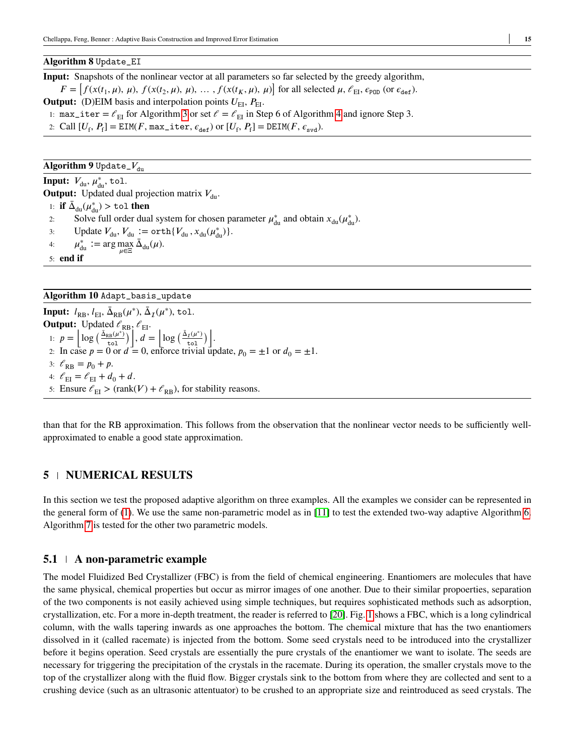**Algorithm 8** `Update_EI`

---

**Input:** Snapshots of the nonlinear vector at all parameters so far selected by the greedy algorithm,
$F = \left[f(x(t_1, \mu), \mu), f(x(t_2, \mu), \mu), \ldots, f(x(t_K, \mu), \mu)\right]$ for all selected $\mu$, $\ell_{\text{EI}}$, $\epsilon_{\texttt{POD}}$ (or $\epsilon_{\texttt{def}}$).

**Output:** (D)EIM basis and interpolation points $U_{\text{EI}}$, $P_{\text{EI}}$.

1: $\texttt{max\_iter} = \ell_{\text{EI}}$ for Algorithm 3 or set $\ell = \ell_{\text{EI}}$ in Step 6 of Algorithm 4 and ignore Step 3.

2: Call $[U_{\text{f}}, P_{\text{f}}] = \texttt{EIM}(F, \texttt{max\_iter}, \epsilon_{\texttt{def}})$ or $[U_{\text{f}}, P_{\text{f}}] = \texttt{DEIM}(F, \epsilon_{\texttt{svd}})$.

---

**Algorithm 9** `Update_`$V_{\text{du}}$

---

**Input:** $V_{\text{du}}$, $\mu^*_{\text{du}}$, `tol`.

**Output:** Updated dual projection matrix $V_{\text{du}}$.

1: **if** $\bar{\Delta}_{\text{du}}(\mu^*_{\text{du}}) > \texttt{tol}$ **then**

2: Solve full order dual system for chosen parameter $\mu^*_{\text{du}}$ and obtain $x_{\text{du}}(\mu^*_{\text{du}})$.

3: Update $V_{\text{du}}$, $V_{\text{du}} := \texttt{orth}\{V_{\text{du}}, x_{\text{du}}(\mu^*_{\text{du}})\}$.

4: $\mu^*_{\text{du}} := \arg\max_{\mu \in \Xi} \bar{\Delta}_{\text{du}}(\mu)$.

5: **end if**

---

**Algorithm 10** `Adapt_basis_update`

---

**Input:** $l_{\text{RB}}$, $l_{\text{EI}}$, $\bar{\Delta}_{\text{RB}}(\mu^*)$, $\bar{\Delta}_{\mathcal{I}}(\mu^*)$, `tol`.

**Output:** Updated $\ell_{\text{RB}}$, $\ell_{\text{EI}}$.

1: $p = \left\lfloor \log\left(\frac{\bar{\Delta}_{\text{RB}}(\mu^*)}{\texttt{tol}}\right) \right\rceil$, $d = \left\lfloor \log\left(\frac{\bar{\Delta}_{\mathcal{I}}(\mu^*)}{\texttt{tol}}\right) \right\rceil$.

2: In case $p = 0$ or $d = 0$, enforce trivial update, $p_0 = \pm 1$ or $d_0 = \pm 1$.

3: $\ell_{\text{RB}} = p_0 + p$.

4: $\ell_{\text{EI}} = \ell_{\text{EI}} + d_0 + d$.

5: Ensure $\ell_{\text{EI}} > (\text{rank}(V) + \ell_{\text{RB}})$, for stability reasons.

---

than that for the RB approximation. This follows from the observation that the nonlinear vector needs to be sufficiently well-approximated to enable a good state approximation.

## 5 | NUMERICAL RESULTS

In this section we test the proposed adaptive algorithm on three examples. All the examples we consider can be represented in the general form of (1). We use the same non-parametric model as in [11] to test the extended two-way adaptive Algorithm 6. Algorithm 7 is tested for the other two parametric models.

### 5.1 | A non-parametric example

The model Fluidized Bed Crystallizer (FBC) is from the field of chemical engineering. Enantiomers are molecules that have the same physical, chemical properties but occur as mirror images of one another. Due to their similar propoerties, separation of the two components is not easily achieved using simple techniques, but requires sophisticated methods such as adsorption, crystallization, etc. For a more in-depth treatment, the reader is referred to [20]. Fig. 1 shows a FBC, which is a long cylindrical column, with the walls tapering inwards as one approaches the bottom. The chemical mixture that has the two enantiomers dissolved in it (called racemate) is injected from the bottom. Some seed crystals need to be introduced into the crystallizer before it begins operation. Seed crystals are essentially the pure crystals of the enantiomer we want to isolate. The seeds are necessary for triggering the precipitation of the crystals in the racemate. During its operation, the smaller crystals move to the top of the crystallizer along with the fluid flow. Bigger crystals sink to the bottom from where they are collected and sent to a crushing device (such as an ultrasonic attentuator) to be crushed to an appropriate size and reintroduced as seed crystals. The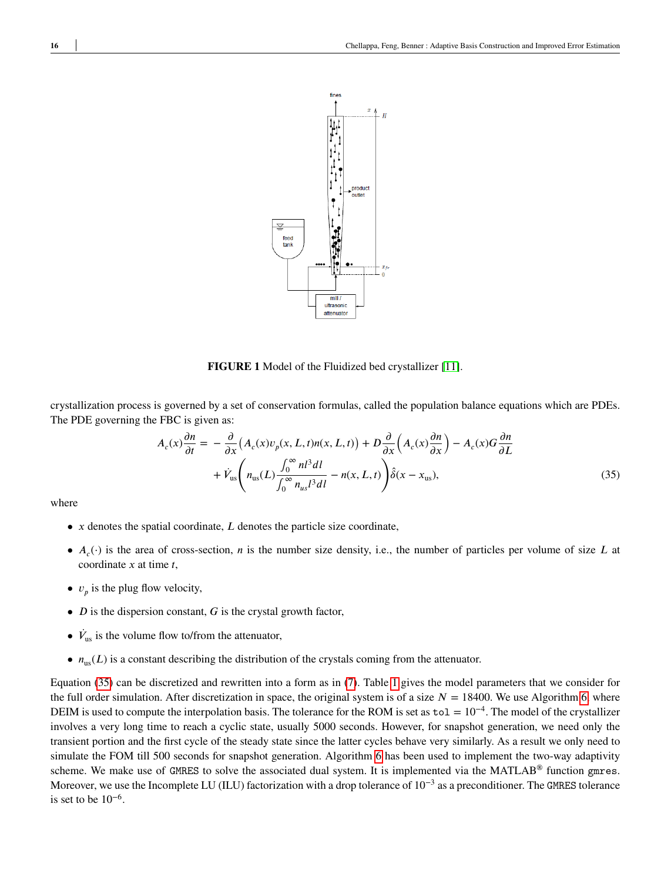**FIGURE 1** Model of the Fluidized bed crystallizer [11].

crystallization process is governed by a set of conservation formulas, called the population balance equations which are PDEs. The PDE governing the FBC is given as:

$$
\begin{aligned}
A_c(x)\frac{\partial n}{\partial t} = &- \frac{\partial}{\partial x}\big(A_c(x)v_p(x,L,t)n(x,L,t)\big) + D\frac{\partial}{\partial x}\left(A_c(x)\frac{\partial n}{\partial x}\right) - A_c(x)G\frac{\partial n}{\partial L} \\
&+ \dot{V}_{\text{us}}\left(n_{\text{us}}(L)\frac{\int_0^\infty nl^3 dl}{\int_0^\infty n_{us}l^3 dl} - n(x,L,t)\right)\hat{\delta}(x - x_{\text{us}}),
\end{aligned} \tag{35}
$$

where

- $x$ denotes the spatial coordinate, $L$ denotes the particle size coordinate,
- $A_c(\cdot)$ is the area of cross-section, $n$ is the number size density, i.e., the number of particles per volume of size $L$ at coordinate $x$ at time $t$,
- $v_p$ is the plug flow velocity,
- $D$ is the dispersion constant, $G$ is the crystal growth factor,
- $\dot{V}_{\text{us}}$ is the volume flow to/from the attenuator,
- $n_{\text{us}}(L)$ is a constant describing the distribution of the crystals coming from the attenuator.

Equation (35) can be discretized and rewritten into a form as in (7). Table 1 gives the model parameters that we consider for the full order simulation. After discretization in space, the original system is of a size $N = 18400$. We use Algorithm 6, where DEIM is used to compute the interpolation basis. The tolerance for the ROM is set as $\texttt{tol} = 10^{-4}$. The model of the crystallizer involves a very long time to reach a cyclic state, usually 5000 seconds. However, for snapshot generation, we need only the transient portion and the first cycle of the steady state since the latter cycles behave very similarly. As a result we only need to simulate the FOM till 500 seconds for snapshot generation. Algorithm 6 has been used to implement the two-way adaptivity scheme. We make use of GMRES to solve the associated dual system. It is implemented via the MATLAB® function `gmres`. Moreover, we use the Incomplete LU (ILU) factorization with a drop tolerance of $10^{-3}$ as a preconditioner. The GMRES tolerance is set to be $10^{-6}$.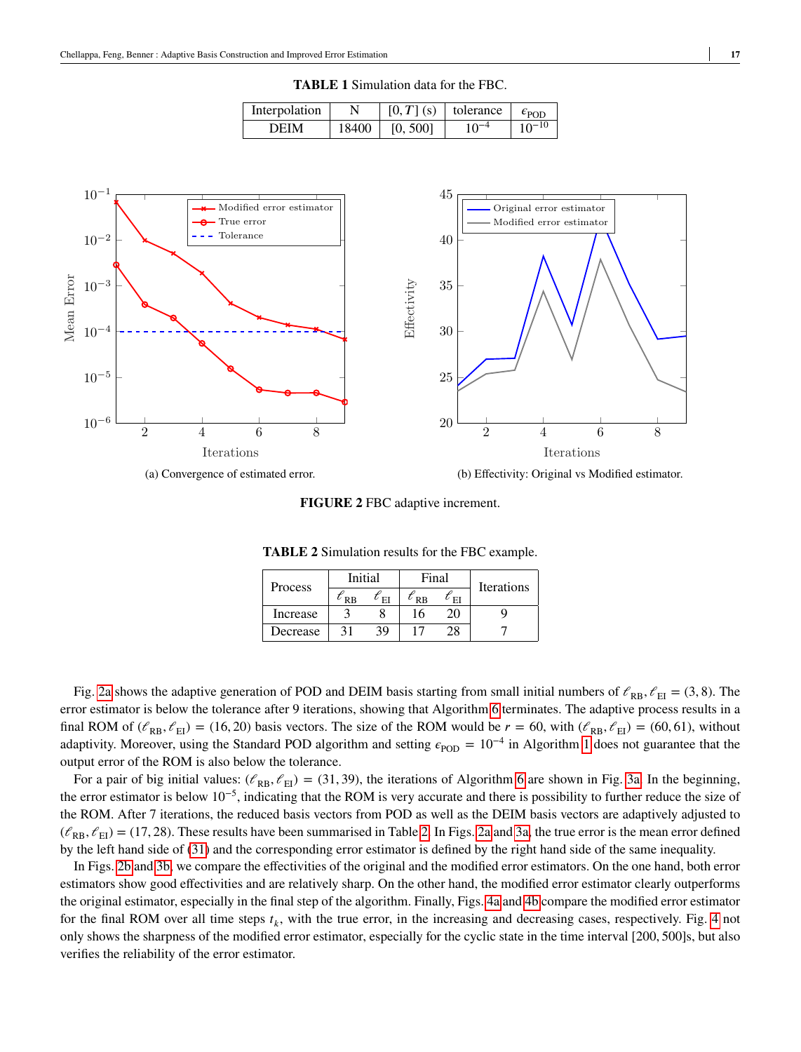**TABLE 1** Simulation data for the FBC.

| Interpolation | N | $[0, T]$ (s) | tolerance | $\epsilon_{\text{POD}}$ |
|---|---|---|---|---|
| DEIM | 18400 | [0, 500] | $10^{-4}$ | $10^{-10}$ |

(a) Convergence of estimated error.

(b) Effectivity: Original vs Modified estimator.

**FIGURE 2** FBC adaptive increment.

**TABLE 2** Simulation results for the FBC example.

| Process | Initial | | Final | | Iterations |
|---|---|---|---|---|---|
| | $\ell_{\text{RB}}$ | $\ell_{\text{EI}}$ | $\ell_{\text{RB}}$ | $\ell_{\text{EI}}$ | |
| Increase | 3 | 8 | 16 | 20 | 9 |
| Decrease | 31 | 39 | 17 | 28 | 7 |

Fig. 2a shows the adaptive generation of POD and DEIM basis starting from small initial numbers of $\ell_{\text{RB}}, \ell_{\text{EI}} = (3, 8)$. The error estimator is below the tolerance after 9 iterations, showing that Algorithm 6 terminates. The adaptive process results in a final ROM of $(\ell_{\text{RB}}, \ell_{\text{EI}}) = (16, 20)$ basis vectors. The size of the ROM would be $r = 60$, with $(\ell_{\text{RB}}, \ell_{\text{EI}}) = (60, 61)$, without adaptivity. Moreover, using the Standard POD algorithm and setting $\epsilon_{\text{POD}} = 10^{-4}$ in Algorithm 1 does not guarantee that the output error of the ROM is also below the tolerance.

For a pair of big initial values: $(\ell_{\text{RB}}, \ell_{\text{EI}}) = (31, 39)$, the iterations of Algorithm 6 are shown in Fig. 3a. In the beginning, the error estimator is below $10^{-5}$, indicating that the ROM is very accurate and there is possibility to further reduce the size of the ROM. After 7 iterations, the reduced basis vectors from POD as well as the DEIM basis vectors are adaptively adjusted to $(\ell_{\text{RB}}, \ell_{\text{EI}}) = (17, 28)$. These results have been summarised in Table 2. In Figs. 2a and 3a, the true error is the mean error defined by the left hand side of (31) and the corresponding error estimator is defined by the right hand side of the same inequality.

In Figs. 2b and 3b, we compare the effectivities of the original and the modified error estimators. On the one hand, both error estimators show good effectivities and are relatively sharp. On the other hand, the modified error estimator clearly outperforms the original estimator, especially in the final step of the algorithm. Finally, Figs. 4a and 4b compare the modified error estimator for the final ROM over all time steps $t_k$, with the true error, in the increasing and decreasing cases, respectively. Fig. 4 not only shows the sharpness of the modified error estimator, especially for the cyclic state in the time interval [200, 500]s, but also verifies the reliability of the error estimator.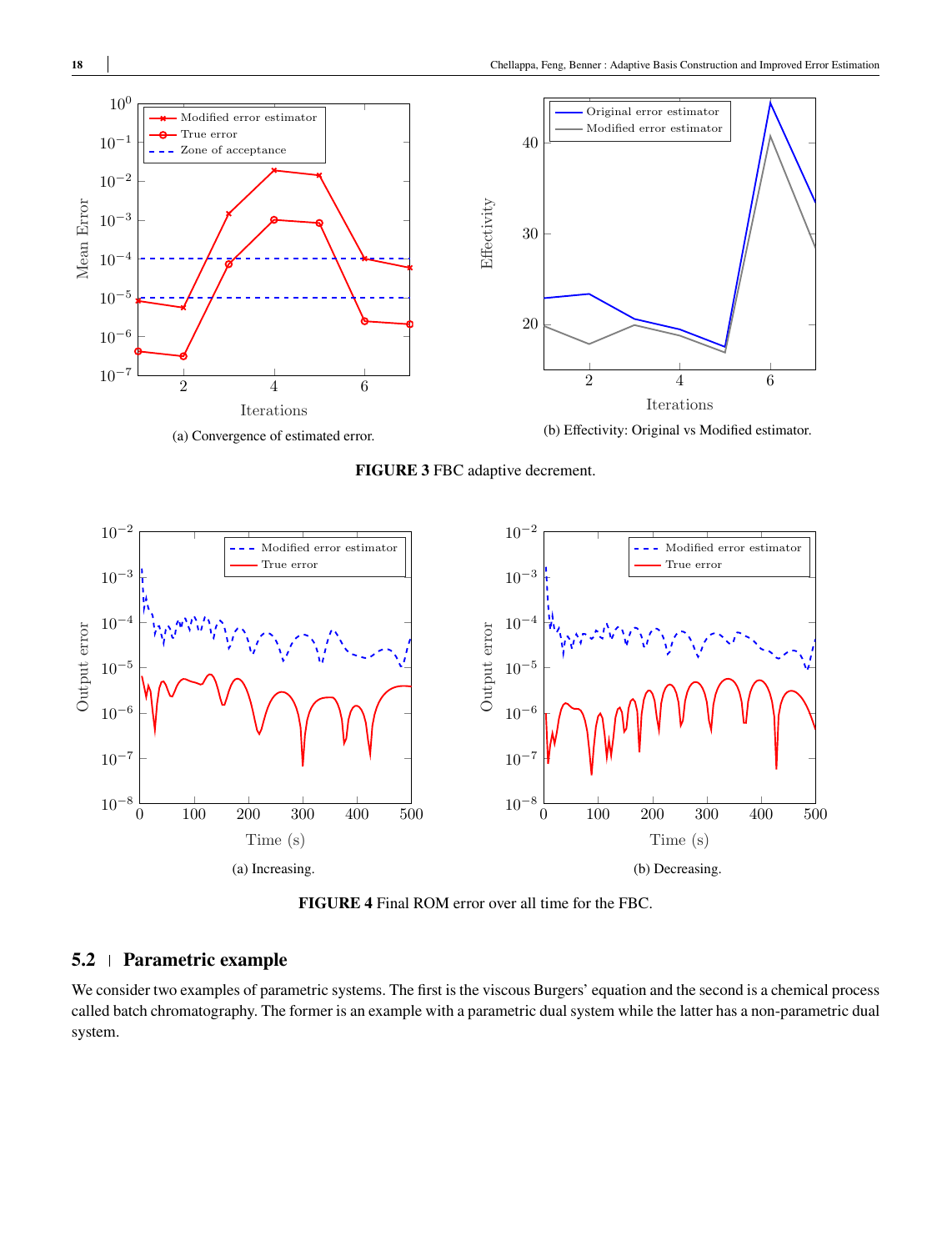(a) Convergence of estimated error.

(b) Effectivity: Original vs Modified estimator.

**FIGURE 3** FBC adaptive decrement.

(a) Increasing.

(b) Decreasing.

**FIGURE 4** Final ROM error over all time for the FBC.

## 5.2 | Parametric example

We consider two examples of parametric systems. The first is the viscous Burgers' equation and the second is a chemical process called batch chromatography. The former is an example with a parametric dual system while the latter has a non-parametric dual system.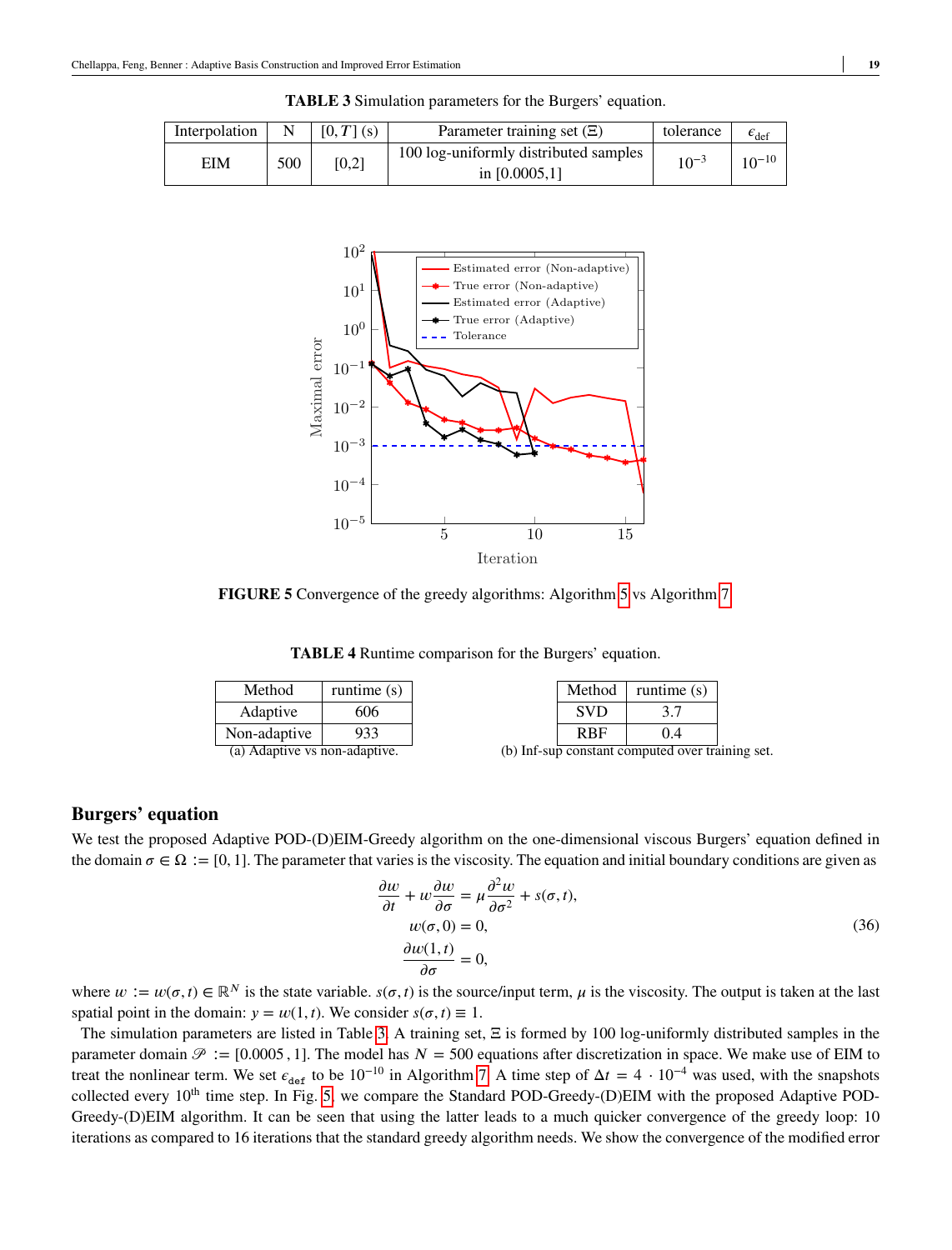**TABLE 3** Simulation parameters for the Burgers' equation.

| Interpolation | N | $[0, T]$ (s) | Parameter training set ($\Xi$) | tolerance | $\epsilon_{\text{def}}$ |
|---|---|---|---|---|---|
| EIM | 500 | [0,2] | 100 log-uniformly distributed samples in [0.0005,1] | $10^{-3}$ | $10^{-10}$ |

**FIGURE 5** Convergence of the greedy algorithms: Algorithm 5 vs Algorithm 7

**TABLE 4** Runtime comparison for the Burgers' equation.

| Method | runtime (s) |
|---|---|
| Adaptive | 606 |
| Non-adaptive | 933 |

(a) Adaptive vs non-adaptive.

| Method | runtime (s) |
|---|---|
| SVD | 3.7 |
| RBF | 0.4 |

(b) Inf-sup constant computed over training set.

## Burgers' equation

We test the proposed Adaptive POD-(D)EIM-Greedy algorithm on the one-dimensional viscous Burgers' equation defined in the domain $\sigma \in \Omega := [0, 1]$. The parameter that varies is the viscosity. The equation and initial boundary conditions are given as

$$
\begin{aligned}
\frac{\partial w}{\partial t} + w\frac{\partial w}{\partial \sigma} &= \mu \frac{\partial^2 w}{\partial \sigma^2} + s(\sigma, t), \\
w(\sigma, 0) &= 0, \\
\frac{\partial w(1, t)}{\partial \sigma} &= 0,
\end{aligned}
\tag{36}
$$

where $w := w(\sigma, t) \in \mathbb{R}^N$ is the state variable. $s(\sigma, t)$ is the source/input term, $\mu$ is the viscosity. The output is taken at the last spatial point in the domain: $y = w(1, t)$. We consider $s(\sigma, t) \equiv 1$.

The simulation parameters are listed in Table 3. A training set, $\Xi$ is formed by 100 log-uniformly distributed samples in the parameter domain $\mathscr{P} := [0.0005 , 1]$. The model has $N = 500$ equations after discretization in space. We make use of EIM to treat the nonlinear term. We set $\epsilon_{\text{def}}$ to be $10^{-10}$ in Algorithm 7. A time step of $\Delta t = 4 \cdot 10^{-4}$ was used, with the snapshots collected every 10th time step. In Fig. 5, we compare the Standard POD-Greedy-(D)EIM with the proposed Adaptive POD-Greedy-(D)EIM algorithm. It can be seen that using the latter leads to a much quicker convergence of the greedy loop: 10 iterations as compared to 16 iterations that the standard greedy algorithm needs. We show the convergence of the modified error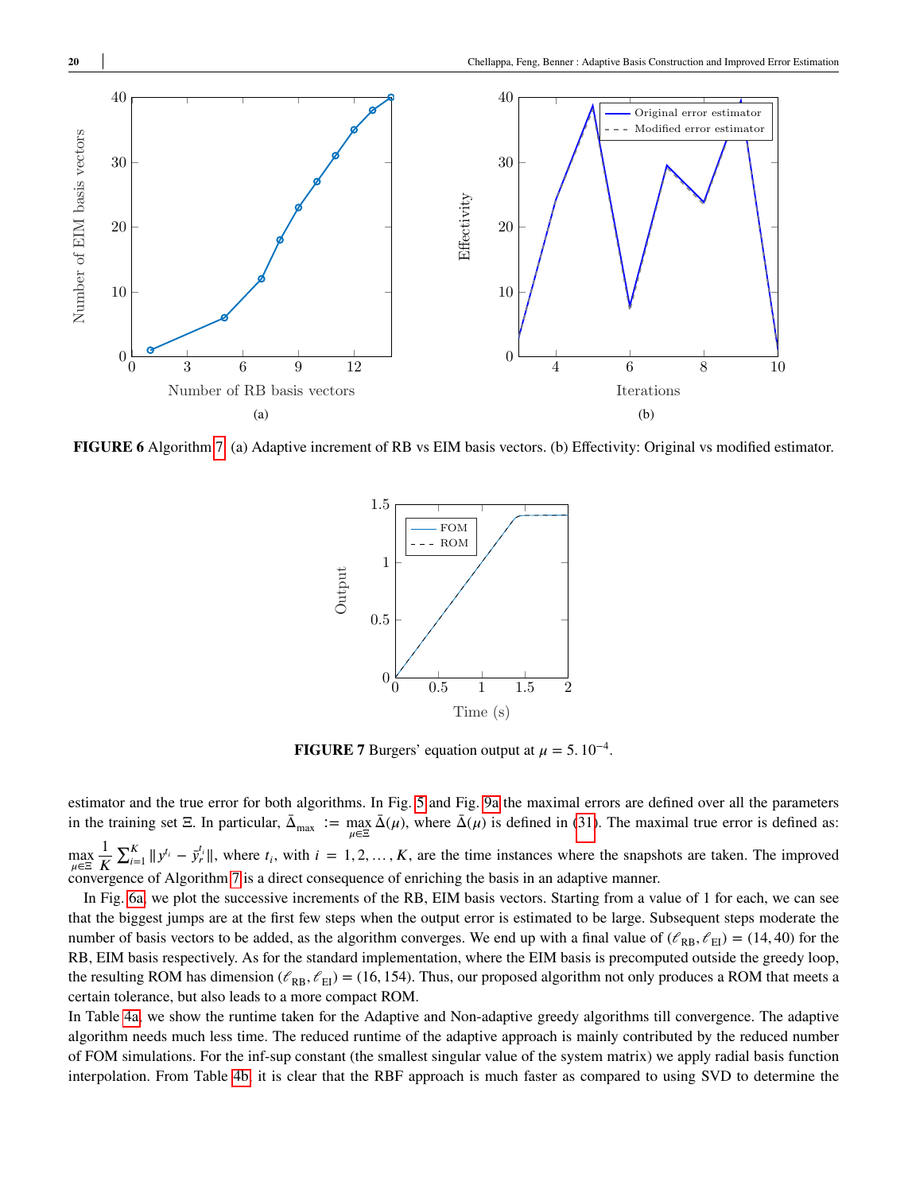FIGURE 6 Algorithm 7. (a) Adaptive increment of RB vs EIM basis vectors. (b) Effectivity: Original vs modified estimator.

FIGURE 7 Burgers' equation output at $\mu = 5.10^{-4}$.

estimator and the true error for both algorithms. In Fig. 5 and Fig. 9a the maximal errors are defined over all the parameters in the training set $\Xi$. In particular, $\bar{\Delta}_{\max} := \max_{\mu \in \Xi} \bar{\Delta}(\mu)$, where $\bar{\Delta}(\mu)$ is defined in (31). The maximal true error is defined as: $\max_{\mu \in \Xi} \frac{1}{K} \sum_{i=1}^{K} \|y^{t_i} - \tilde{y}_r^{t_i}\|$, where $t_i$, with $i = 1, 2, \ldots, K$, are the time instances where the snapshots are taken. The improved convergence of Algorithm 7 is a direct consequence of enriching the basis in an adaptive manner.

In Fig. 6a, we plot the successive increments of the RB, EIM basis vectors. Starting from a value of 1 for each, we can see that the biggest jumps are at the first few steps when the output error is estimated to be large. Subsequent steps moderate the number of basis vectors to be added, as the algorithm converges. We end up with a final value of $(\ell_{\text{RB}}, \ell_{\text{EI}}) = (14, 40)$ for the RB, EIM basis respectively. As for the standard implementation, where the EIM basis is precomputed outside the greedy loop, the resulting ROM has dimension $(\ell_{\text{RB}}, \ell_{\text{EI}}) = (16, 154)$. Thus, our proposed algorithm not only produces a ROM that meets a certain tolerance, but also leads to a more compact ROM.

In Table 4a, we show the runtime taken for the Adaptive and Non-adaptive greedy algorithms till convergence. The adaptive algorithm needs much less time. The reduced runtime of the adaptive approach is mainly contributed by the reduced number of FOM simulations. For the inf-sup constant (the smallest singular value of the system matrix) we apply radial basis function interpolation. From Table 4b, it is clear that the RBF approach is much faster as compared to using SVD to determine the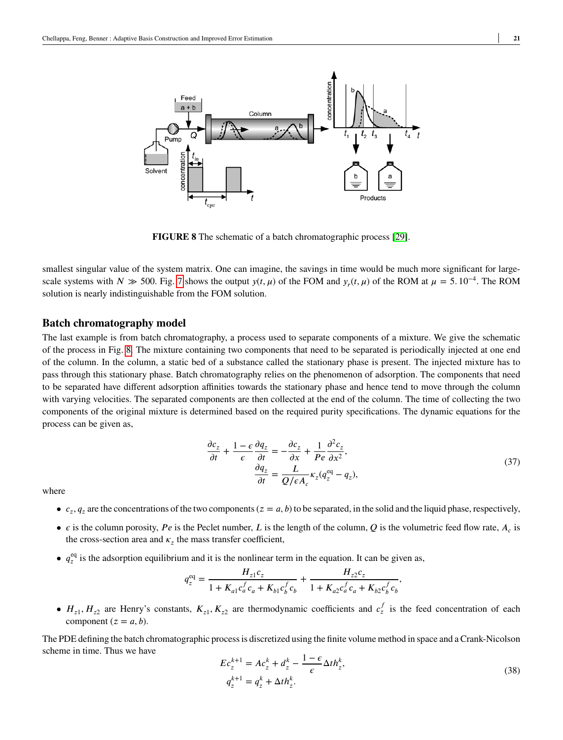**FIGURE 8** The schematic of a batch chromatographic process [29].

smallest singular value of the system matrix. One can imagine, the savings in time would be much more significant for large-scale systems with $N \gg 500$. Fig. 7 shows the output $y(t,\mu)$ of the FOM and $y_r(t,\mu)$ of the ROM at $\mu = 5.10^{-4}$. The ROM solution is nearly indistinguishable from the FOM solution.

## Batch chromatography model

The last example is from batch chromatography, a process used to separate components of a mixture. We give the schematic of the process in Fig. 8. The mixture containing two components that need to be separated is periodically injected at one end of the column. In the column, a static bed of a substance called the stationary phase is present. The injected mixture has to pass through this stationary phase. Batch chromatography relies on the phenomenon of adsorption. The components that need to be separated have different adsorption affinities towards the stationary phase and hence tend to move through the column with varying velocities. The separated components are then collected at the end of the column. The time of collecting the two components of the original mixture is determined based on the required purity specifications. The dynamic equations for the process can be given as,

$$
\begin{aligned}
\frac{\partial c_z}{\partial t} + \frac{1-\epsilon}{\epsilon}\frac{\partial q_z}{\partial t} &= -\frac{\partial c_z}{\partial x} + \frac{1}{Pe}\frac{\partial^2 c_z}{\partial x^2},\\
\frac{\partial q_z}{\partial t} &= \frac{L}{Q/\epsilon A_c}\kappa_z(q_z^{\mathrm{eq}} - q_z),
\end{aligned}
\tag{37}
$$

where

- $c_z, q_z$ are the concentrations of the two components ($z = a, b$) to be separated, in the solid and the liquid phase, respectively,
- $\epsilon$ is the column porosity, $Pe$ is the Peclet number, $L$ is the length of the column, $Q$ is the volumetric feed flow rate, $A_c$ is the cross-section area and $\kappa_z$ the mass transfer coefficient,
- $q_z^{\mathrm{eq}}$ is the adsorption equilibrium and it is the nonlinear term in the equation. It can be given as,

$$
q_z^{\mathrm{eq}} = \frac{H_{z1}c_z}{1 + K_{a1}c_a^f c_a + K_{b1}c_b^f c_b} + \frac{H_{z2}c_z}{1 + K_{a2}c_a^f c_a + K_{b2}c_b^f c_b},
$$

- $H_{z1}, H_{z2}$ are Henry's constants, $K_{z1}, K_{z2}$ are thermodynamic coefficients and $c_z^f$ is the feed concentration of each component ($z = a, b$).

The PDE defining the batch chromatographic process is discretized using the finite volume method in space and a Crank-Nicolson scheme in time. Thus we have

$$
\begin{aligned}
Ec_z^{k+1} &= Ac_z^k + d_z^k - \frac{1-\epsilon}{\epsilon}\Delta t h_z^k,\\
q_z^{k+1} &= q_z^k + \Delta t h_z^k.
\end{aligned}
\tag{38}
$$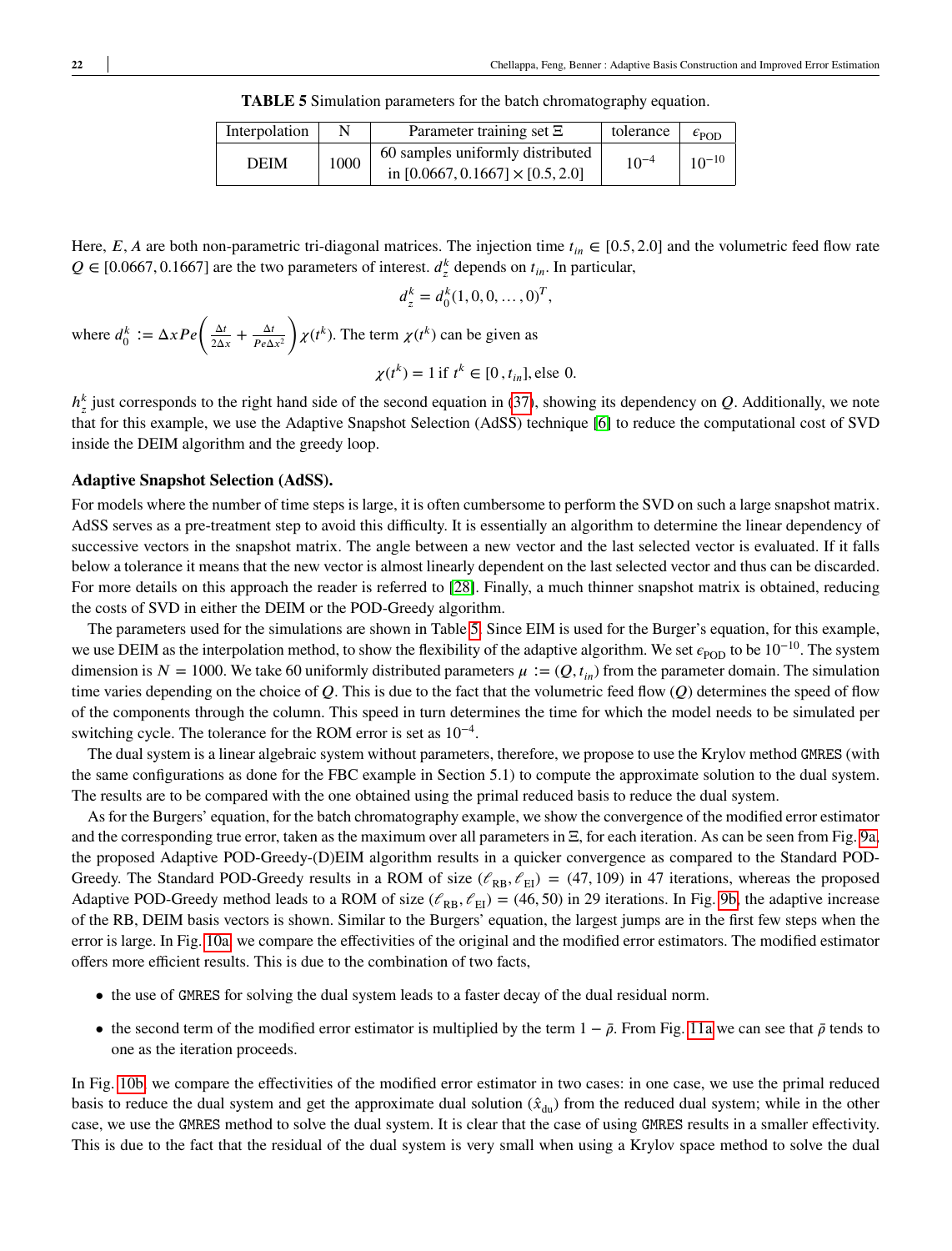**TABLE 5** Simulation parameters for the batch chromatography equation.

| Interpolation | N | Parameter training set $\Xi$ | tolerance | $\epsilon_{\text{POD}}$ |
|---|---|---|---|---|
| DEIM | 1000 | 60 samples uniformly distributed in $[0.0667, 0.1667] \times [0.5, 2.0]$ | $10^{-4}$ | $10^{-10}$ |

Here, $E, A$ are both non-parametric tri-diagonal matrices. The injection time $t_{in} \in [0.5, 2.0]$ and the volumetric feed flow rate $Q \in [0.0667, 0.1667]$ are the two parameters of interest. $d_z^k$ depends on $t_{in}$. In particular,

$$d_z^k = d_0^k(1, 0, 0, \ldots, 0)^T,$$

where $d_0^k := \Delta x Pe\left(\frac{\Delta t}{2\Delta x} + \frac{\Delta t}{Pe\Delta x^2}\right)\chi(t^k)$. The term $\chi(t^k)$ can be given as

$$\chi(t^k) = 1 \text{ if } t^k \in [0, t_{in}], \text{else } 0.$$

$h_z^k$ just corresponds to the right hand side of the second equation in (37), showing its dependency on $Q$. Additionally, we note that for this example, we use the Adaptive Snapshot Selection (AdSS) technique [6] to reduce the computational cost of SVD inside the DEIM algorithm and the greedy loop.

### Adaptive Snapshot Selection (AdSS).

For models where the number of time steps is large, it is often cumbersome to perform the SVD on such a large snapshot matrix. AdSS serves as a pre-treatment step to avoid this difficulty. It is essentially an algorithm to determine the linear dependency of successive vectors in the snapshot matrix. The angle between a new vector and the last selected vector is evaluated. If it falls below a tolerance it means that the new vector is almost linearly dependent on the last selected vector and thus can be discarded. For more details on this approach the reader is referred to [28]. Finally, a much thinner snapshot matrix is obtained, reducing the costs of SVD in either the DEIM or the POD-Greedy algorithm.

The parameters used for the simulations are shown in Table 5. Since EIM is used for the Burger's equation, for this example, we use DEIM as the interpolation method, to show the flexibility of the adaptive algorithm. We set $\epsilon_{\text{POD}}$ to be $10^{-10}$. The system dimension is $N = 1000$. We take 60 uniformly distributed parameters $\mu := (Q, t_{in})$ from the parameter domain. The simulation time varies depending on the choice of $Q$. This is due to the fact that the volumetric feed flow ($Q$) determines the speed of flow of the components through the column. This speed in turn determines the time for which the model needs to be simulated per switching cycle. The tolerance for the ROM error is set as $10^{-4}$.

The dual system is a linear algebraic system without parameters, therefore, we propose to use the Krylov method `GMRES` (with the same configurations as done for the FBC example in Section 5.1) to compute the approximate solution to the dual system. The results are to be compared with the one obtained using the primal reduced basis to reduce the dual system.

As for the Burgers' equation, for the batch chromatography example, we show the convergence of the modified error estimator and the corresponding true error, taken as the maximum over all parameters in $\Xi$, for each iteration. As can be seen from Fig. 9a, the proposed Adaptive POD-Greedy-(D)EIM algorithm results in a quicker convergence as compared to the Standard POD-Greedy. The Standard POD-Greedy results in a ROM of size $(\ell_{\text{RB}}, \ell_{\text{EI}}) = (47, 109)$ in 47 iterations, whereas the proposed Adaptive POD-Greedy method leads to a ROM of size $(\ell_{\text{RB}}, \ell_{\text{EI}}) = (46, 50)$ in 29 iterations. In Fig. 9b, the adaptive increase of the RB, DEIM basis vectors is shown. Similar to the Burgers' equation, the largest jumps are in the first few steps when the error is large. In Fig. 10a, we compare the effectivities of the original and the modified error estimators. The modified estimator offers more efficient results. This is due to the combination of two facts,

- the use of `GMRES` for solving the dual system leads to a faster decay of the dual residual norm.
- the second term of the modified error estimator is multiplied by the term $1 - \bar{\rho}$. From Fig. 11a we can see that $\bar{\rho}$ tends to one as the iteration proceeds.

In Fig. 10b, we compare the effectivities of the modified error estimator in two cases: in one case, we use the primal reduced basis to reduce the dual system and get the approximate dual solution ($\hat{x}_{\text{du}}$) from the reduced dual system; while in the other case, we use the `GMRES` method to solve the dual system. It is clear that the case of using `GMRES` results in a smaller effectivity. This is due to the fact that the residual of the dual system is very small when using a Krylov space method to solve the dual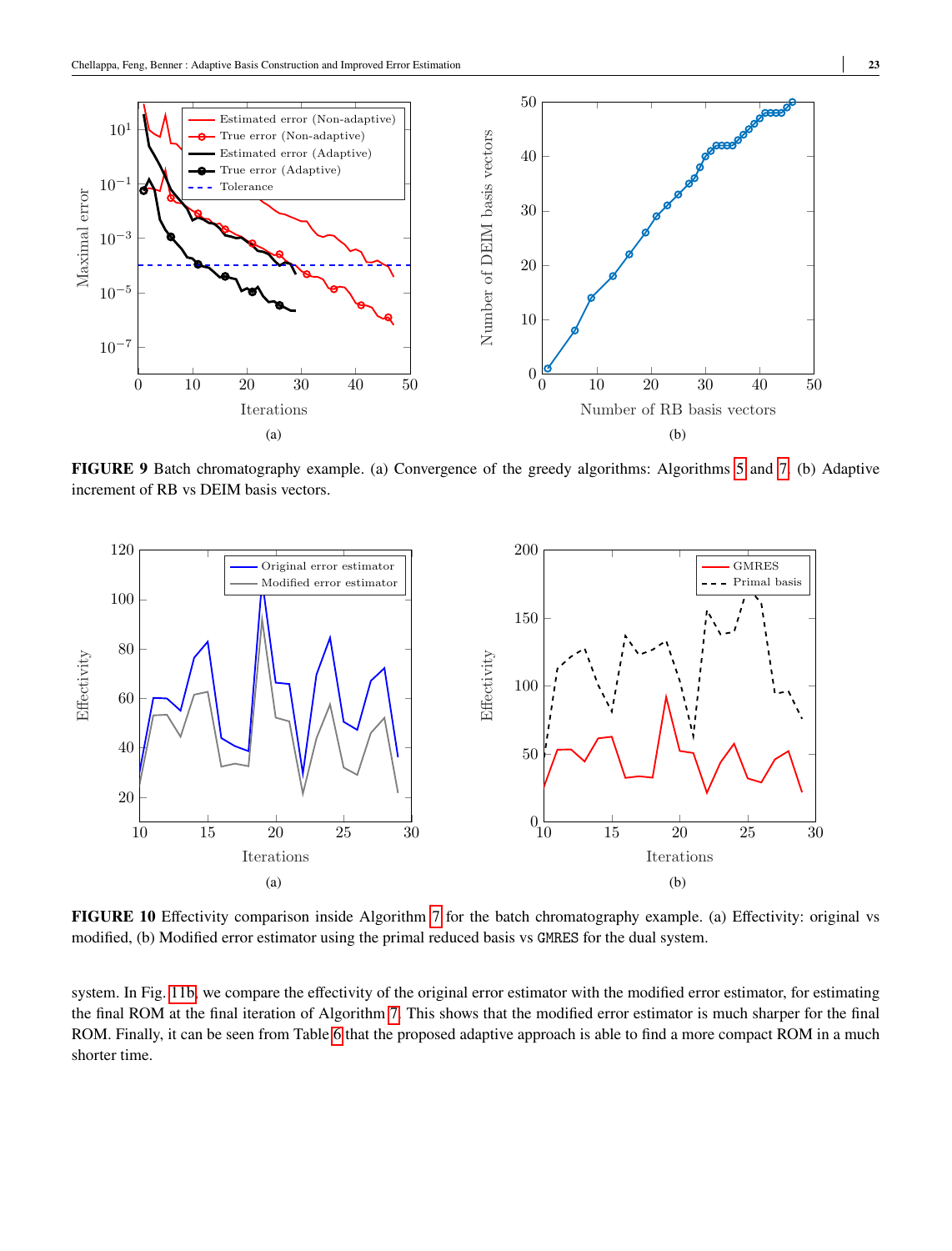**FIGURE 9** Batch chromatography example. (a) Convergence of the greedy algorithms: Algorithms 5 and 7. (b) Adaptive increment of RB vs DEIM basis vectors.

**FIGURE 10** Effectivity comparison inside Algorithm 7 for the batch chromatography example. (a) Effectivity: original vs modified, (b) Modified error estimator using the primal reduced basis vs `GMRES` for the dual system.

system. In Fig. 11b, we compare the effectivity of the original error estimator with the modified error estimator, for estimating the final ROM at the final iteration of Algorithm 7. This shows that the modified error estimator is much sharper for the final ROM. Finally, it can be seen from Table 6 that the proposed adaptive approach is able to find a more compact ROM in a much shorter time.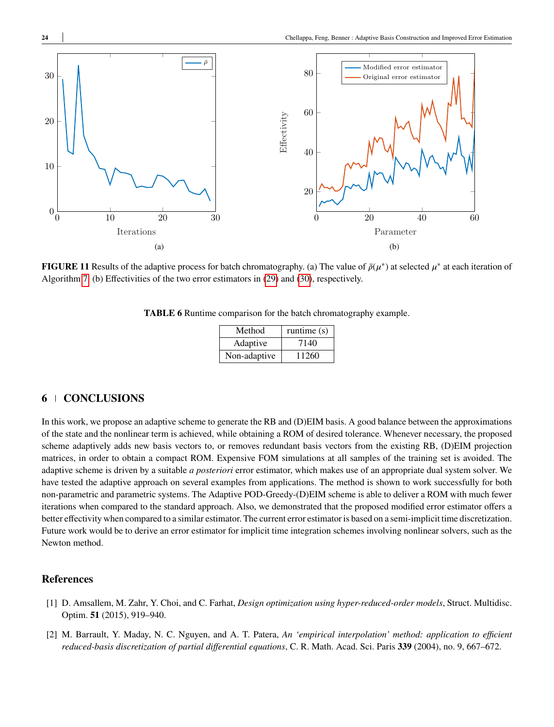**FIGURE 11** Results of the adaptive process for batch chromatography. (a) The value of $\bar{\rho}(\mu^*)$ at selected $\mu^*$ at each iteration of Algorithm 7. (b) Effectivities of the two error estimators in (29) and (30), respectively.

**TABLE 6** Runtime comparison for the batch chromatography example.

| Method | runtime (s) |
|---|---|
| Adaptive | 7140 |
| Non-adaptive | 11260 |

## 6 | CONCLUSIONS

In this work, we propose an adaptive scheme to generate the RB and (D)EIM basis. A good balance between the approximations of the state and the nonlinear term is achieved, while obtaining a ROM of desired tolerance. Whenever necessary, the proposed scheme adaptively adds new basis vectors to, or removes redundant basis vectors from the existing RB, (D)EIM projection matrices, in order to obtain a compact ROM. Expensive FOM simulations at all samples of the training set is avoided. The adaptive scheme is driven by a suitable *a posteriori* error estimator, which makes use of an appropriate dual system solver. We have tested the adaptive approach on several examples from applications. The method is shown to work successfully for both non-parametric and parametric systems. The Adaptive POD-Greedy-(D)EIM scheme is able to deliver a ROM with much fewer iterations when compared to the standard approach. Also, we demonstrated that the proposed modified error estimator offers a better effectivity when compared to a similar estimator. The current error estimator is based on a semi-implicit time discretization. Future work would be to derive an error estimator for implicit time integration schemes involving nonlinear solvers, such as the Newton method.

## References

[1] D. Amsallem, M. Zahr, Y. Choi, and C. Farhat, *Design optimization using hyper-reduced-order models*, Struct. Multidisc. Optim. **51** (2015), 919–940.

[2] M. Barrault, Y. Maday, N. C. Nguyen, and A. T. Patera, *An 'empirical interpolation' method: application to efficient reduced-basis discretization of partial differential equations*, C. R. Math. Acad. Sci. Paris **339** (2004), no. 9, 667–672.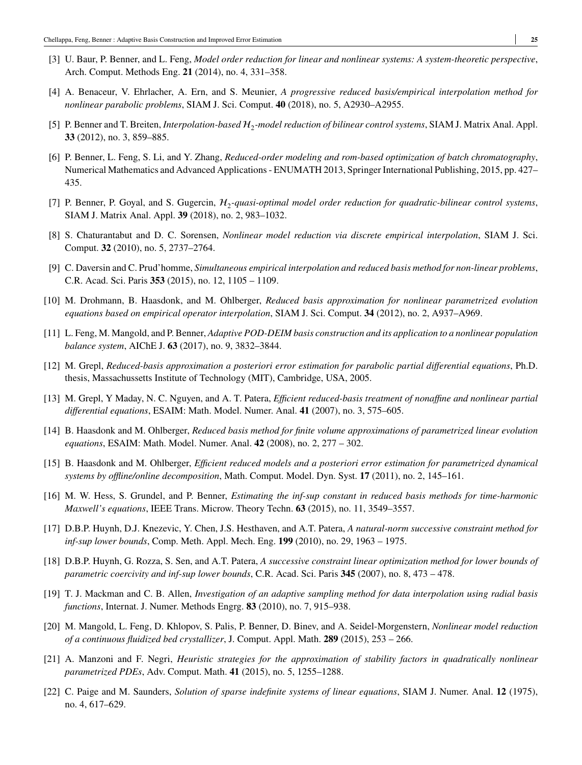[3] U. Baur, P. Benner, and L. Feng, *Model order reduction for linear and nonlinear systems: A system-theoretic perspective*, Arch. Comput. Methods Eng. **21** (2014), no. 4, 331–358.

[4] A. Benaceur, V. Ehrlacher, A. Ern, and S. Meunier, *A progressive reduced basis/empirical interpolation method for nonlinear parabolic problems*, SIAM J. Sci. Comput. **40** (2018), no. 5, A2930–A2955.

[5] P. Benner and T. Breiten, *Interpolation-based $\mathcal{H}_2$-model reduction of bilinear control systems*, SIAM J. Matrix Anal. Appl. **33** (2012), no. 3, 859–885.

[6] P. Benner, L. Feng, S. Li, and Y. Zhang, *Reduced-order modeling and rom-based optimization of batch chromatography*, Numerical Mathematics and Advanced Applications - ENUMATH 2013, Springer International Publishing, 2015, pp. 427–435.

[7] P. Benner, P. Goyal, and S. Gugercin, *$\mathcal{H}_2$-quasi-optimal model order reduction for quadratic-bilinear control systems*, SIAM J. Matrix Anal. Appl. **39** (2018), no. 2, 983–1032.

[8] S. Chaturantabut and D. C. Sorensen, *Nonlinear model reduction via discrete empirical interpolation*, SIAM J. Sci. Comput. **32** (2010), no. 5, 2737–2764.

[9] C. Daversin and C. Prud'homme, *Simultaneous empirical interpolation and reduced basis method for non-linear problems*, C.R. Acad. Sci. Paris **353** (2015), no. 12, 1105 – 1109.

[10] M. Drohmann, B. Haasdonk, and M. Ohlberger, *Reduced basis approximation for nonlinear parametrized evolution equations based on empirical operator interpolation*, SIAM J. Sci. Comput. **34** (2012), no. 2, A937–A969.

[11] L. Feng, M. Mangold, and P. Benner, *Adaptive POD-DEIM basis construction and its application to a nonlinear population balance system*, AIChE J. **63** (2017), no. 9, 3832–3844.

[12] M. Grepl, *Reduced-basis approximation a posteriori error estimation for parabolic partial differential equations*, Ph.D. thesis, Massachussetts Institute of Technology (MIT), Cambridge, USA, 2005.

[13] M. Grepl, Y Maday, N. C. Nguyen, and A. T. Patera, *Efficient reduced-basis treatment of nonaffine and nonlinear partial differential equations*, ESAIM: Math. Model. Numer. Anal. **41** (2007), no. 3, 575–605.

[14] B. Haasdonk and M. Ohlberger, *Reduced basis method for finite volume approximations of parametrized linear evolution equations*, ESAIM: Math. Model. Numer. Anal. **42** (2008), no. 2, 277 – 302.

[15] B. Haasdonk and M. Ohlberger, *Efficient reduced models and a posteriori error estimation for parametrized dynamical systems by offline/online decomposition*, Math. Comput. Model. Dyn. Syst. **17** (2011), no. 2, 145–161.

[16] M. W. Hess, S. Grundel, and P. Benner, *Estimating the inf-sup constant in reduced basis methods for time-harmonic Maxwell's equations*, IEEE Trans. Microw. Theory Techn. **63** (2015), no. 11, 3549–3557.

[17] D.B.P. Huynh, D.J. Knezevic, Y. Chen, J.S. Hesthaven, and A.T. Patera, *A natural-norm successive constraint method for inf-sup lower bounds*, Comp. Meth. Appl. Mech. Eng. **199** (2010), no. 29, 1963 – 1975.

[18] D.B.P. Huynh, G. Rozza, S. Sen, and A.T. Patera, *A successive constraint linear optimization method for lower bounds of parametric coercivity and inf-sup lower bounds*, C.R. Acad. Sci. Paris **345** (2007), no. 8, 473 – 478.

[19] T. J. Mackman and C. B. Allen, *Investigation of an adaptive sampling method for data interpolation using radial basis functions*, Internat. J. Numer. Methods Engrg. **83** (2010), no. 7, 915–938.

[20] M. Mangold, L. Feng, D. Khlopov, S. Palis, P. Benner, D. Binev, and A. Seidel-Morgenstern, *Nonlinear model reduction of a continuous fluidized bed crystallizer*, J. Comput. Appl. Math. **289** (2015), 253 – 266.

[21] A. Manzoni and F. Negri, *Heuristic strategies for the approximation of stability factors in quadratically nonlinear parametrized PDEs*, Adv. Comput. Math. **41** (2015), no. 5, 1255–1288.

[22] C. Paige and M. Saunders, *Solution of sparse indefinite systems of linear equations*, SIAM J. Numer. Anal. **12** (1975), no. 4, 617–629.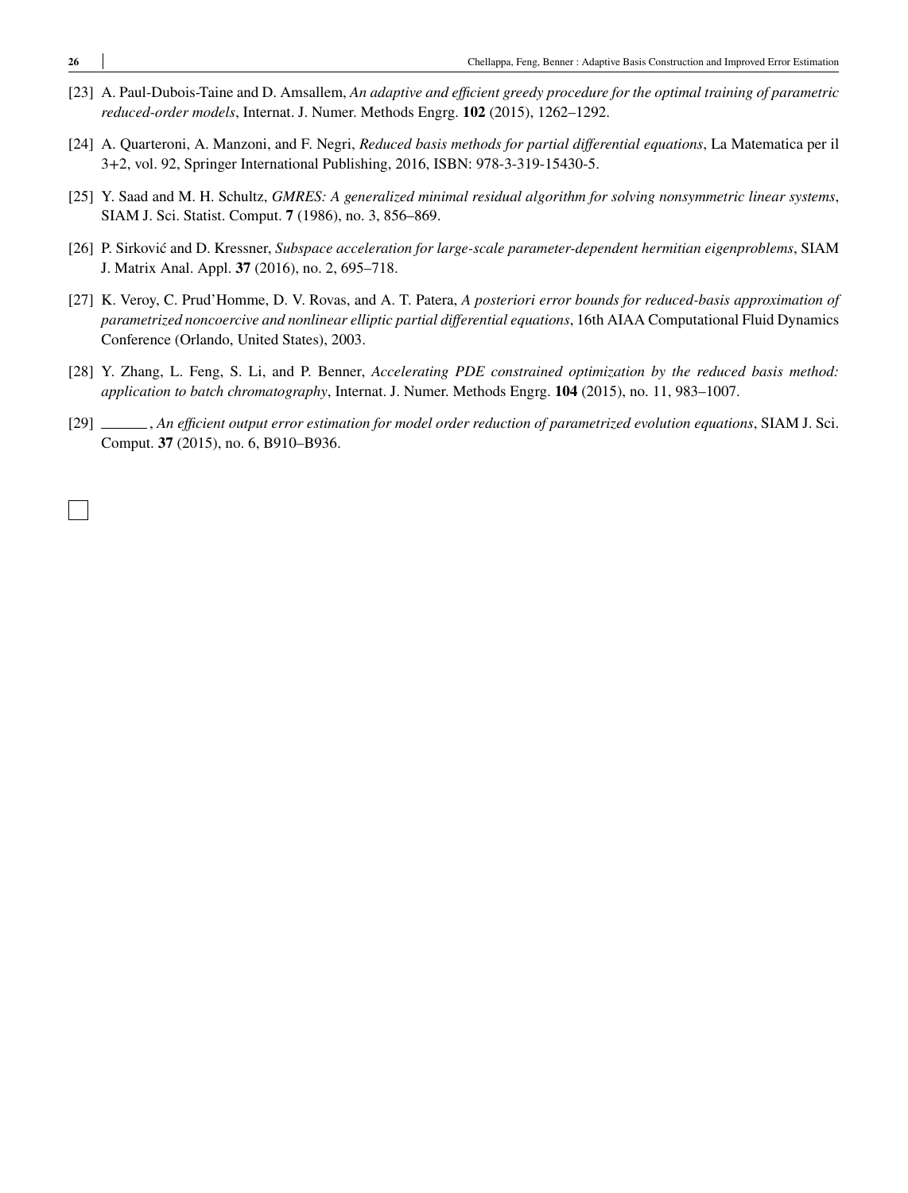[23] A. Paul-Dubois-Taine and D. Amsallem, *An adaptive and efficient greedy procedure for the optimal training of parametric reduced-order models*, Internat. J. Numer. Methods Engrg. **102** (2015), 1262–1292.

[24] A. Quarteroni, A. Manzoni, and F. Negri, *Reduced basis methods for partial differential equations*, La Matematica per il 3+2, vol. 92, Springer International Publishing, 2016, ISBN: 978-3-319-15430-5.

[25] Y. Saad and M. H. Schultz, *GMRES: A generalized minimal residual algorithm for solving nonsymmetric linear systems*, SIAM J. Sci. Statist. Comput. **7** (1986), no. 3, 856–869.

[26] P. Sirković and D. Kressner, *Subspace acceleration for large-scale parameter-dependent hermitian eigenproblems*, SIAM J. Matrix Anal. Appl. **37** (2016), no. 2, 695–718.

[27] K. Veroy, C. Prud'Homme, D. V. Rovas, and A. T. Patera, *A posteriori error bounds for reduced-basis approximation of parametrized noncoercive and nonlinear elliptic partial differential equations*, 16th AIAA Computational Fluid Dynamics Conference (Orlando, United States), 2003.

[28] Y. Zhang, L. Feng, S. Li, and P. Benner, *Accelerating PDE constrained optimization by the reduced basis method: application to batch chromatography*, Internat. J. Numer. Methods Engrg. **104** (2015), no. 11, 983–1007.

[29] ______, *An efficient output error estimation for model order reduction of parametrized evolution equations*, SIAM J. Sci. Comput. **37** (2015), no. 6, B910–B936.